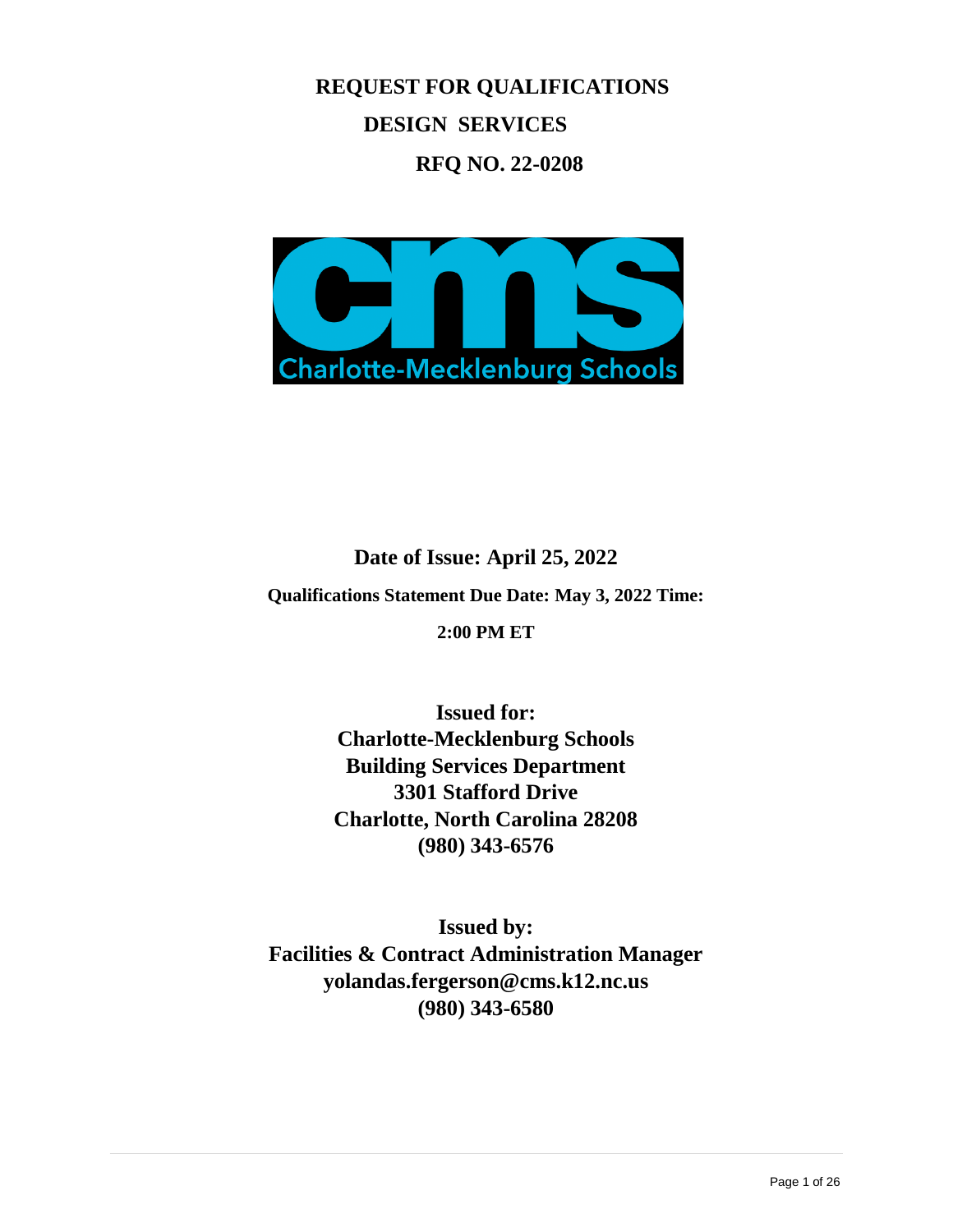# REQUEST FOR QUALIFICATIONS

## DESIGN SERVICES

## RFQ NO. 22-0208

**Date of Issue: April 25, 2022**

**Qualifications Statement Due Date: May 3, 2022 Time: 2:00 PM ET**

**Issued for:**
**Charlotte-Mecklenburg Schools**
**Building Services Department**
**3301 Stafford Drive**
**Charlotte, North Carolina 28208**
**(980) 343-6576**

**Issued by:**
**Facilities & Contract Administration Manager**
**yolandas.fergerson@cms.k12.nc.us**
**(980) 343-6580**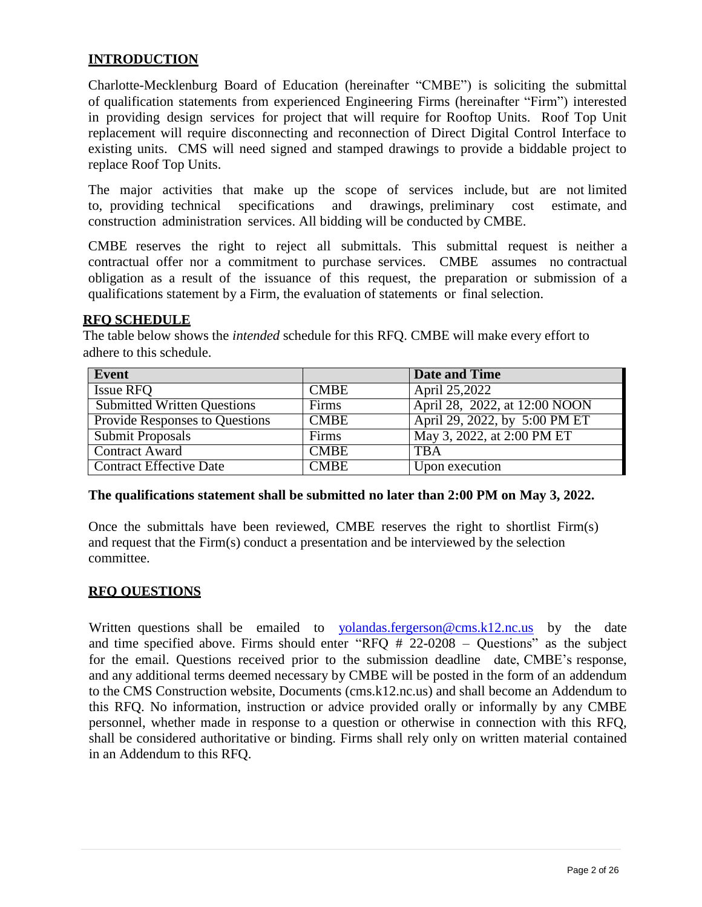## INTRODUCTION

Charlotte-Mecklenburg Board of Education (hereinafter "CMBE") is soliciting the submittal of qualification statements from experienced Engineering Firms (hereinafter "Firm") interested in providing design services for project that will require for Rooftop Units. Roof Top Unit replacement will require disconnecting and reconnection of Direct Digital Control Interface to existing units. CMS will need signed and stamped drawings to provide a biddable project to replace Roof Top Units.

The major activities that make up the scope of services include, but are not limited to, providing technical specifications and drawings, preliminary cost estimate, and construction administration services. All bidding will be conducted by CMBE.

CMBE reserves the right to reject all submittals. This submittal request is neither a contractual offer nor a commitment to purchase services. CMBE assumes no contractual obligation as a result of the issuance of this request, the preparation or submission of a qualifications statement by a Firm, the evaluation of statements or final selection.

## RFQ SCHEDULE

The table below shows the *intended* schedule for this RFQ. CMBE will make every effort to adhere to this schedule.

| Event | | Date and Time |
|---|---|---|
| Issue RFQ | CMBE | April 25,2022 |
| Submitted Written Questions | Firms | April 28, 2022, at 12:00 NOON |
| Provide Responses to Questions | CMBE | April 29, 2022, by 5:00 PM ET |
| Submit Proposals | Firms | May 3, 2022, at 2:00 PM ET |
| Contract Award | CMBE | TBA |
| Contract Effective Date | CMBE | Upon execution |

**The qualifications statement shall be submitted no later than 2:00 PM on May 3, 2022.**

Once the submittals have been reviewed, CMBE reserves the right to shortlist Firm(s) and request that the Firm(s) conduct a presentation and be interviewed by the selection committee.

## RFQ QUESTIONS

Written questions shall be emailed to yolandas.fergerson@cms.k12.nc.us by the date and time specified above. Firms should enter "RFQ # 22-0208 – Questions" as the subject for the email. Questions received prior to the submission deadline date, CMBE's response, and any additional terms deemed necessary by CMBE will be posted in the form of an addendum to the CMS Construction website, Documents (cms.k12.nc.us) and shall become an Addendum to this RFQ. No information, instruction or advice provided orally or informally by any CMBE personnel, whether made in response to a question or otherwise in connection with this RFQ, shall be considered authoritative or binding. Firms shall rely only on written material contained in an Addendum to this RFQ.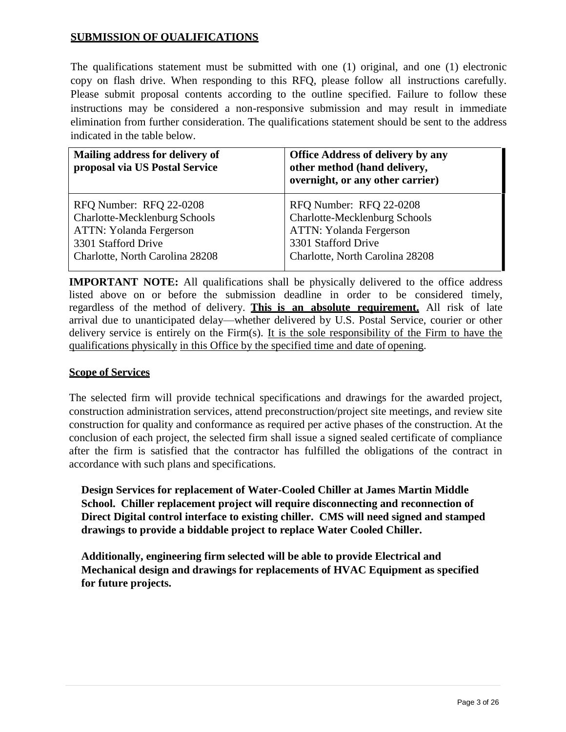## SUBMISSION OF QUALIFICATIONS

The qualifications statement must be submitted with one (1) original, and one (1) electronic copy on flash drive. When responding to this RFQ, please follow all instructions carefully. Please submit proposal contents according to the outline specified. Failure to follow these instructions may be considered a non-responsive submission and may result in immediate elimination from further consideration. The qualifications statement should be sent to the address indicated in the table below.

| **Mailing address for delivery of proposal via US Postal Service** | **Office Address of delivery by any other method (hand delivery, overnight, or any other carrier)** |
|---|---|
| RFQ Number: RFQ 22-0208<br>Charlotte-Mecklenburg Schools<br>ATTN: Yolanda Fergerson<br>3301 Stafford Drive<br>Charlotte, North Carolina 28208 | RFQ Number: RFQ 22-0208<br>Charlotte-Mecklenburg Schools<br>ATTN: Yolanda Fergerson<br>3301 Stafford Drive<br>Charlotte, North Carolina 28208 |

**IMPORTANT NOTE:** All qualifications shall be physically delivered to the office address listed above on or before the submission deadline in order to be considered timely, regardless of the method of delivery. **This is an absolute requirement.** All risk of late arrival due to unanticipated delay—whether delivered by U.S. Postal Service, courier or other delivery service is entirely on the Firm(s). It is the sole responsibility of the Firm to have the qualifications physically in this Office by the specified time and date of opening.

## Scope of Services

The selected firm will provide technical specifications and drawings for the awarded project, construction administration services, attend preconstruction/project site meetings, and review site construction for quality and conformance as required per active phases of the construction. At the conclusion of each project, the selected firm shall issue a signed sealed certificate of compliance after the firm is satisfied that the contractor has fulfilled the obligations of the contract in accordance with such plans and specifications.

**Design Services for replacement of Water-Cooled Chiller at James Martin Middle School. Chiller replacement project will require disconnecting and reconnection of Direct Digital control interface to existing chiller. CMS will need signed and stamped drawings to provide a biddable project to replace Water Cooled Chiller.**

**Additionally, engineering firm selected will be able to provide Electrical and Mechanical design and drawings for replacements of HVAC Equipment as specified for future projects.**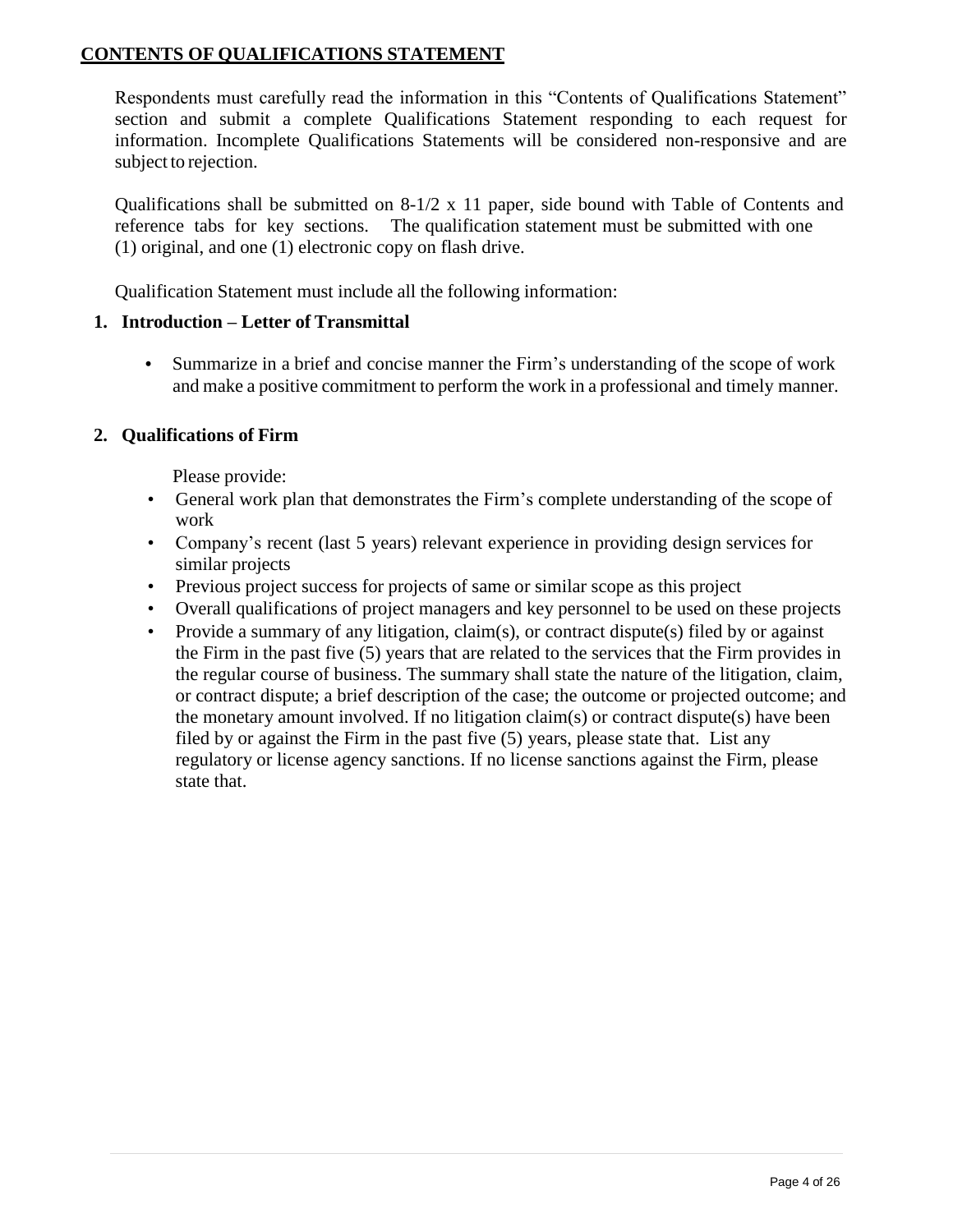## CONTENTS OF QUALIFICATIONS STATEMENT

Respondents must carefully read the information in this "Contents of Qualifications Statement" section and submit a complete Qualifications Statement responding to each request for information. Incomplete Qualifications Statements will be considered non-responsive and are subject to rejection.

Qualifications shall be submitted on 8-1/2 x 11 paper, side bound with Table of Contents and reference tabs for key sections. The qualification statement must be submitted with one (1) original, and one (1) electronic copy on flash drive.

Qualification Statement must include all the following information:

### 1. Introduction – Letter of Transmittal

- Summarize in a brief and concise manner the Firm's understanding of the scope of work and make a positive commitment to perform the work in a professional and timely manner.

### 2. Qualifications of Firm

Please provide:

- General work plan that demonstrates the Firm's complete understanding of the scope of work
- Company's recent (last 5 years) relevant experience in providing design services for similar projects
- Previous project success for projects of same or similar scope as this project
- Overall qualifications of project managers and key personnel to be used on these projects
- Provide a summary of any litigation, claim(s), or contract dispute(s) filed by or against the Firm in the past five (5) years that are related to the services that the Firm provides in the regular course of business. The summary shall state the nature of the litigation, claim, or contract dispute; a brief description of the case; the outcome or projected outcome; and the monetary amount involved. If no litigation claim(s) or contract dispute(s) have been filed by or against the Firm in the past five (5) years, please state that. List any regulatory or license agency sanctions. If no license sanctions against the Firm, please state that.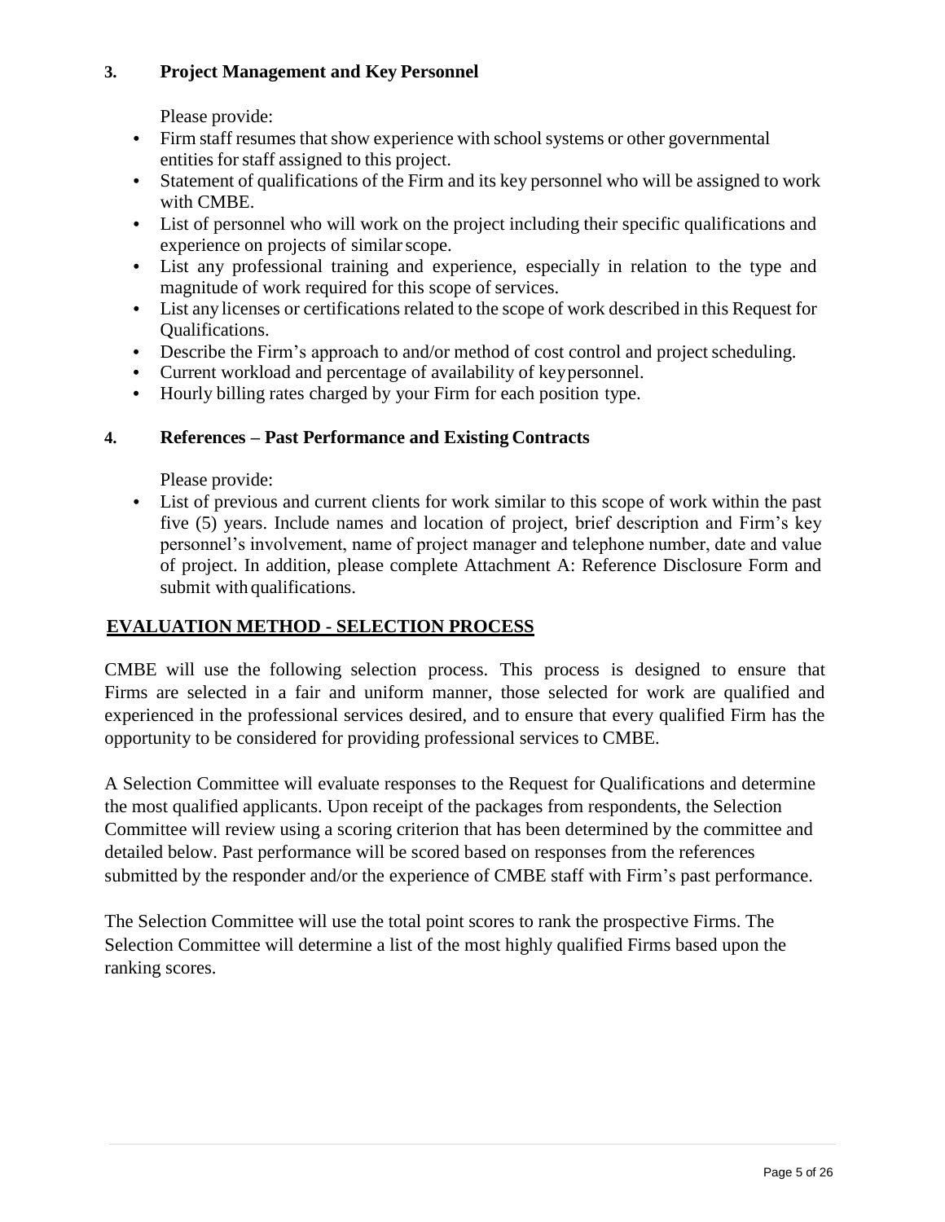### 3. Project Management and Key Personnel

Please provide:

- Firm staff resumes that show experience with school systems or other governmental entities for staff assigned to this project.
- Statement of qualifications of the Firm and its key personnel who will be assigned to work with CMBE.
- List of personnel who will work on the project including their specific qualifications and experience on projects of similar scope.
- List any professional training and experience, especially in relation to the type and magnitude of work required for this scope of services.
- List any licenses or certifications related to the scope of work described in this Request for Qualifications.
- Describe the Firm's approach to and/or method of cost control and project scheduling.
- Current workload and percentage of availability of key personnel.
- Hourly billing rates charged by your Firm for each position type.

### 4. References – Past Performance and Existing Contracts

Please provide:

- List of previous and current clients for work similar to this scope of work within the past five (5) years. Include names and location of project, brief description and Firm's key personnel's involvement, name of project manager and telephone number, date and value of project. In addition, please complete Attachment A: Reference Disclosure Form and submit with qualifications.

## EVALUATION METHOD - SELECTION PROCESS

CMBE will use the following selection process. This process is designed to ensure that Firms are selected in a fair and uniform manner, those selected for work are qualified and experienced in the professional services desired, and to ensure that every qualified Firm has the opportunity to be considered for providing professional services to CMBE.

A Selection Committee will evaluate responses to the Request for Qualifications and determine the most qualified applicants. Upon receipt of the packages from respondents, the Selection Committee will review using a scoring criterion that has been determined by the committee and detailed below. Past performance will be scored based on responses from the references submitted by the responder and/or the experience of CMBE staff with Firm's past performance.

The Selection Committee will use the total point scores to rank the prospective Firms. The Selection Committee will determine a list of the most highly qualified Firms based upon the ranking scores.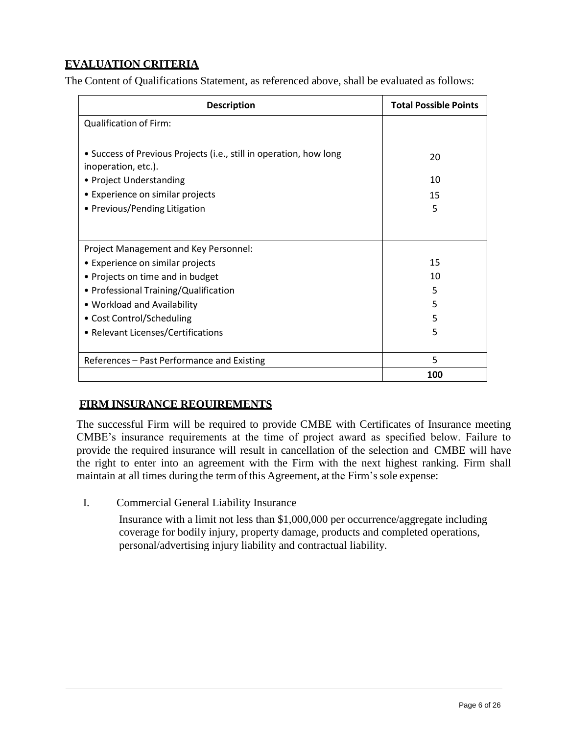## EVALUATION CRITERIA

The Content of Qualifications Statement, as referenced above, shall be evaluated as follows:

| Description | Total Possible Points |
|---|---|
| Qualification of Firm: | |
| • Success of Previous Projects (i.e., still in operation, how long inoperation, etc.). | 20 |
| • Project Understanding | 10 |
| • Experience on similar projects | 15 |
| • Previous/Pending Litigation | 5 |
| Project Management and Key Personnel: | |
| • Experience on similar projects | 15 |
| • Projects on time and in budget | 10 |
| • Professional Training/Qualification | 5 |
| • Workload and Availability | 5 |
| • Cost Control/Scheduling | 5 |
| • Relevant Licenses/Certifications | 5 |
| References – Past Performance and Existing | 5 |
| | **100** |

## FIRM INSURANCE REQUIREMENTS

The successful Firm will be required to provide CMBE with Certificates of Insurance meeting CMBE's insurance requirements at the time of project award as specified below. Failure to provide the required insurance will result in cancellation of the selection and CMBE will have the right to enter into an agreement with the Firm with the next highest ranking. Firm shall maintain at all times during the term of this Agreement, at the Firm's sole expense:

I. Commercial General Liability Insurance

Insurance with a limit not less than $1,000,000 per occurrence/aggregate including coverage for bodily injury, property damage, products and completed operations, personal/advertising injury liability and contractual liability.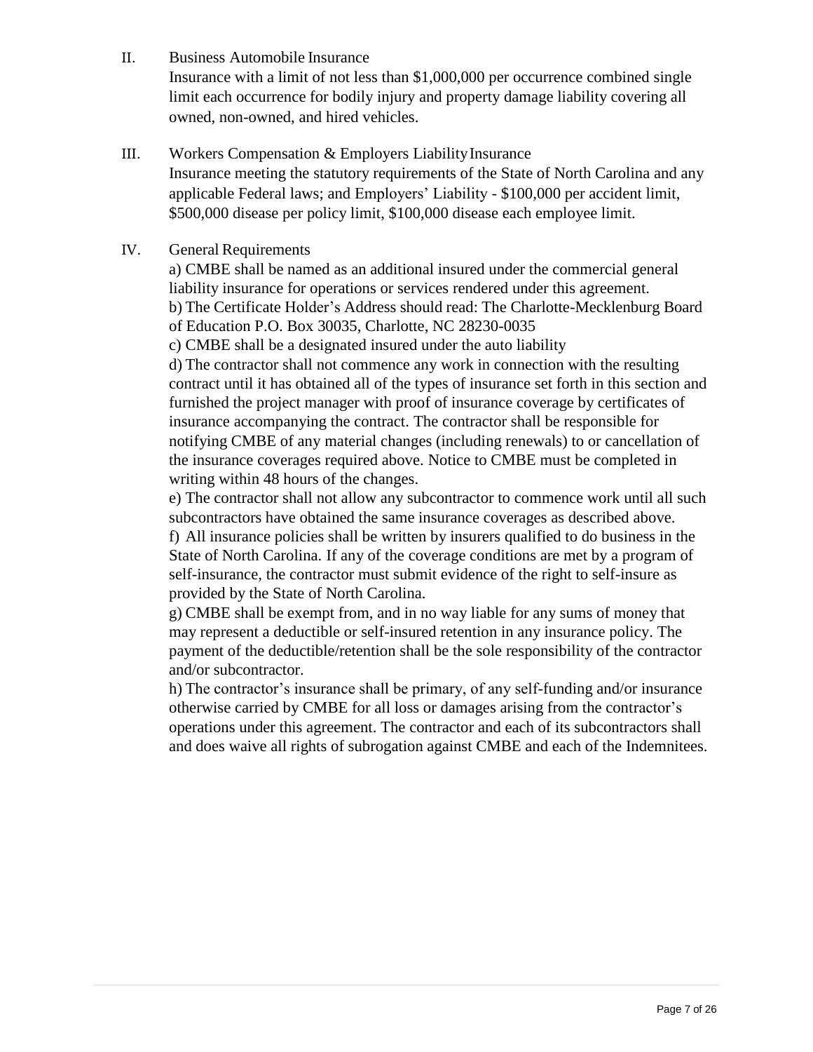II. Business Automobile Insurance

Insurance with a limit of not less than $1,000,000 per occurrence combined single limit each occurrence for bodily injury and property damage liability covering all owned, non-owned, and hired vehicles.

III. Workers Compensation & Employers Liability Insurance

Insurance meeting the statutory requirements of the State of North Carolina and any applicable Federal laws; and Employers' Liability - $100,000 per accident limit, $500,000 disease per policy limit, $100,000 disease each employee limit.

IV. General Requirements

a) CMBE shall be named as an additional insured under the commercial general liability insurance for operations or services rendered under this agreement.

b) The Certificate Holder's Address should read: The Charlotte-Mecklenburg Board of Education P.O. Box 30035, Charlotte, NC 28230-0035

c) CMBE shall be a designated insured under the auto liability

d) The contractor shall not commence any work in connection with the resulting contract until it has obtained all of the types of insurance set forth in this section and furnished the project manager with proof of insurance coverage by certificates of insurance accompanying the contract. The contractor shall be responsible for notifying CMBE of any material changes (including renewals) to or cancellation of the insurance coverages required above. Notice to CMBE must be completed in writing within 48 hours of the changes.

e) The contractor shall not allow any subcontractor to commence work until all such subcontractors have obtained the same insurance coverages as described above.

f) All insurance policies shall be written by insurers qualified to do business in the State of North Carolina. If any of the coverage conditions are met by a program of self-insurance, the contractor must submit evidence of the right to self-insure as provided by the State of North Carolina.

g) CMBE shall be exempt from, and in no way liable for any sums of money that may represent a deductible or self-insured retention in any insurance policy. The payment of the deductible/retention shall be the sole responsibility of the contractor and/or subcontractor.

h) The contractor's insurance shall be primary, of any self-funding and/or insurance otherwise carried by CMBE for all loss or damages arising from the contractor's operations under this agreement. The contractor and each of its subcontractors shall and does waive all rights of subrogation against CMBE and each of the Indemnitees.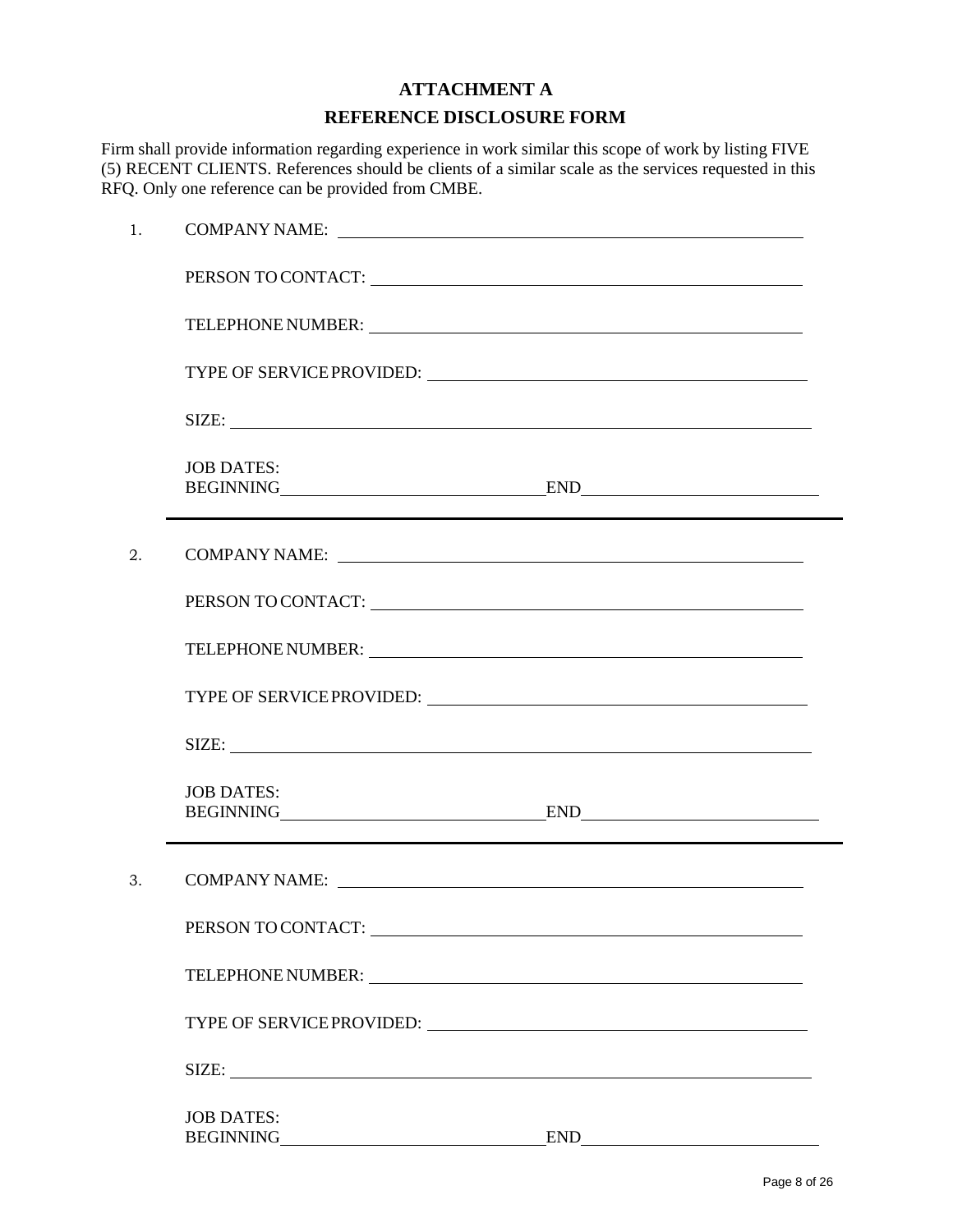# ATTACHMENT A

## REFERENCE DISCLOSURE FORM

Firm shall provide information regarding experience in work similar this scope of work by listing FIVE (5) RECENT CLIENTS. References should be clients of a similar scale as the services requested in this RFQ. Only one reference can be provided from CMBE.

1. COMPANY NAME: ______________________________

   PERSON TO CONTACT: ______________________________

   TELEPHONE NUMBER: ______________________________

   TYPE OF SERVICE PROVIDED: ______________________________

   SIZE: ______________________________

   JOB DATES:
   BEGINNING______________________________END______________________________

---

2. COMPANY NAME: ______________________________

   PERSON TO CONTACT: ______________________________

   TELEPHONE NUMBER: ______________________________

   TYPE OF SERVICE PROVIDED: ______________________________

   SIZE: ______________________________

   JOB DATES:
   BEGINNING______________________________END______________________________

---

3. COMPANY NAME: ______________________________

   PERSON TO CONTACT: ______________________________

   TELEPHONE NUMBER: ______________________________

   TYPE OF SERVICE PROVIDED: ______________________________

   SIZE: ______________________________

   JOB DATES:
   BEGINNING______________________________END______________________________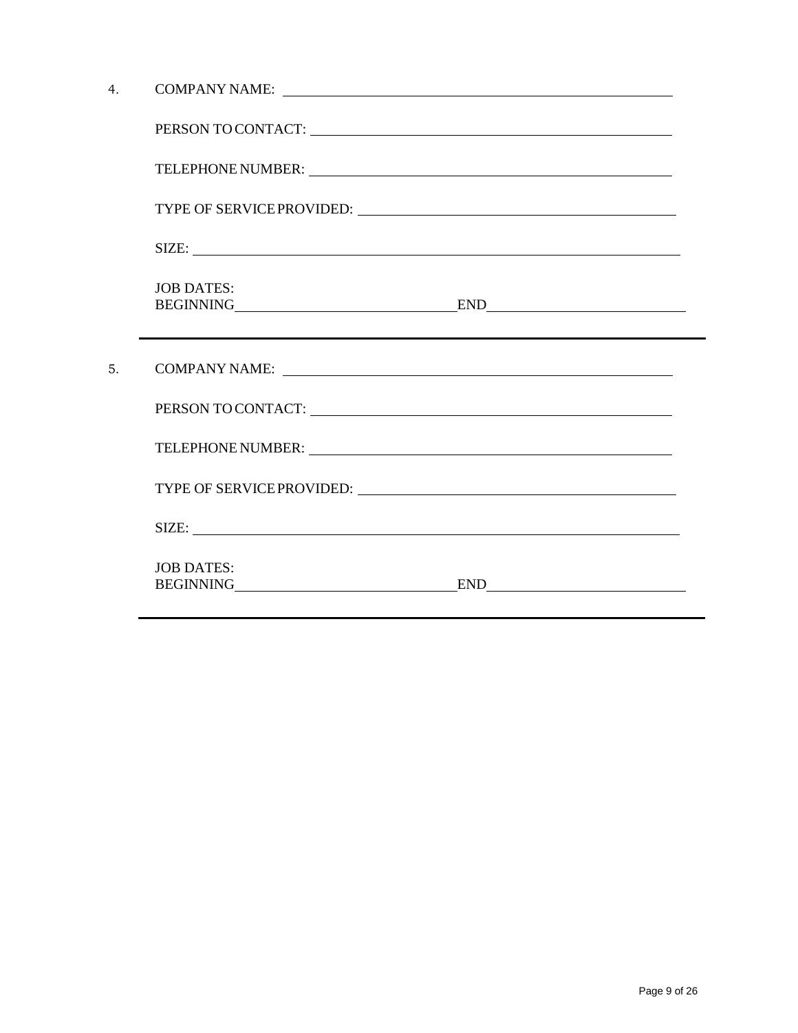4. COMPANY NAME: ______________________________________________

   PERSON TO CONTACT: ______________________________________________

   TELEPHONE NUMBER: ______________________________________________

   TYPE OF SERVICE PROVIDED: ______________________________________________

   SIZE: ______________________________________________

   JOB DATES:
   BEGINNING ______________________________ END ______________________________

---

5. COMPANY NAME: ______________________________________________

   PERSON TO CONTACT: ______________________________________________

   TELEPHONE NUMBER: ______________________________________________

   TYPE OF SERVICE PROVIDED: ______________________________________________

   SIZE: ______________________________________________

   JOB DATES:
   BEGINNING ______________________________ END ______________________________

---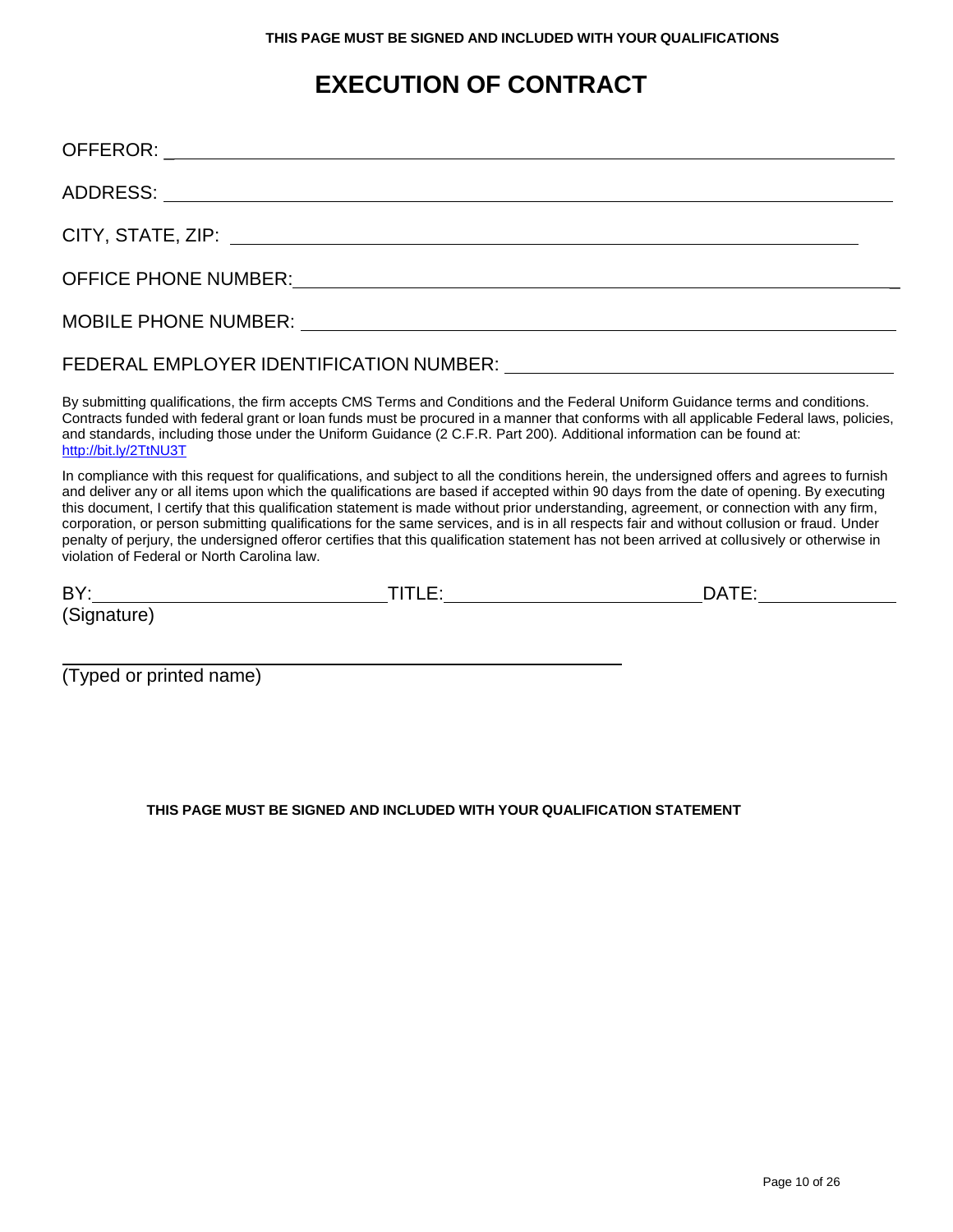**THIS PAGE MUST BE SIGNED AND INCLUDED WITH YOUR QUALIFICATIONS**

# EXECUTION OF CONTRACT

OFFEROR: ______________________________________________________________

ADDRESS: ______________________________________________________________

CITY, STATE, ZIP: ______________________________________________________

OFFICE PHONE NUMBER: ___________________________________________________

MOBILE PHONE NUMBER: ___________________________________________________

FEDERAL EMPLOYER IDENTIFICATION NUMBER: _______________________________

By submitting qualifications, the firm accepts CMS Terms and Conditions and the Federal Uniform Guidance terms and conditions. Contracts funded with federal grant or loan funds must be procured in a manner that conforms with all applicable Federal laws, policies, and standards, including those under the Uniform Guidance (2 C.F.R. Part 200). Additional information can be found at: http://bit.ly/2TtNU3T

In compliance with this request for qualifications, and subject to all the conditions herein, the undersigned offers and agrees to furnish and deliver any or all items upon which the qualifications are based if accepted within 90 days from the date of opening. By executing this document, I certify that this qualification statement is made without prior understanding, agreement, or connection with any firm, corporation, or person submitting qualifications for the same services, and is in all respects fair and without collusion or fraud. Under penalty of perjury, the undersigned offeror certifies that this qualification statement has not been arrived at collusively or otherwise in violation of Federal or North Carolina law.

BY: ____________________________ TITLE: __________________________ DATE: ______________
(Signature)

_____________________________________________
(Typed or printed name)

**THIS PAGE MUST BE SIGNED AND INCLUDED WITH YOUR QUALIFICATION STATEMENT**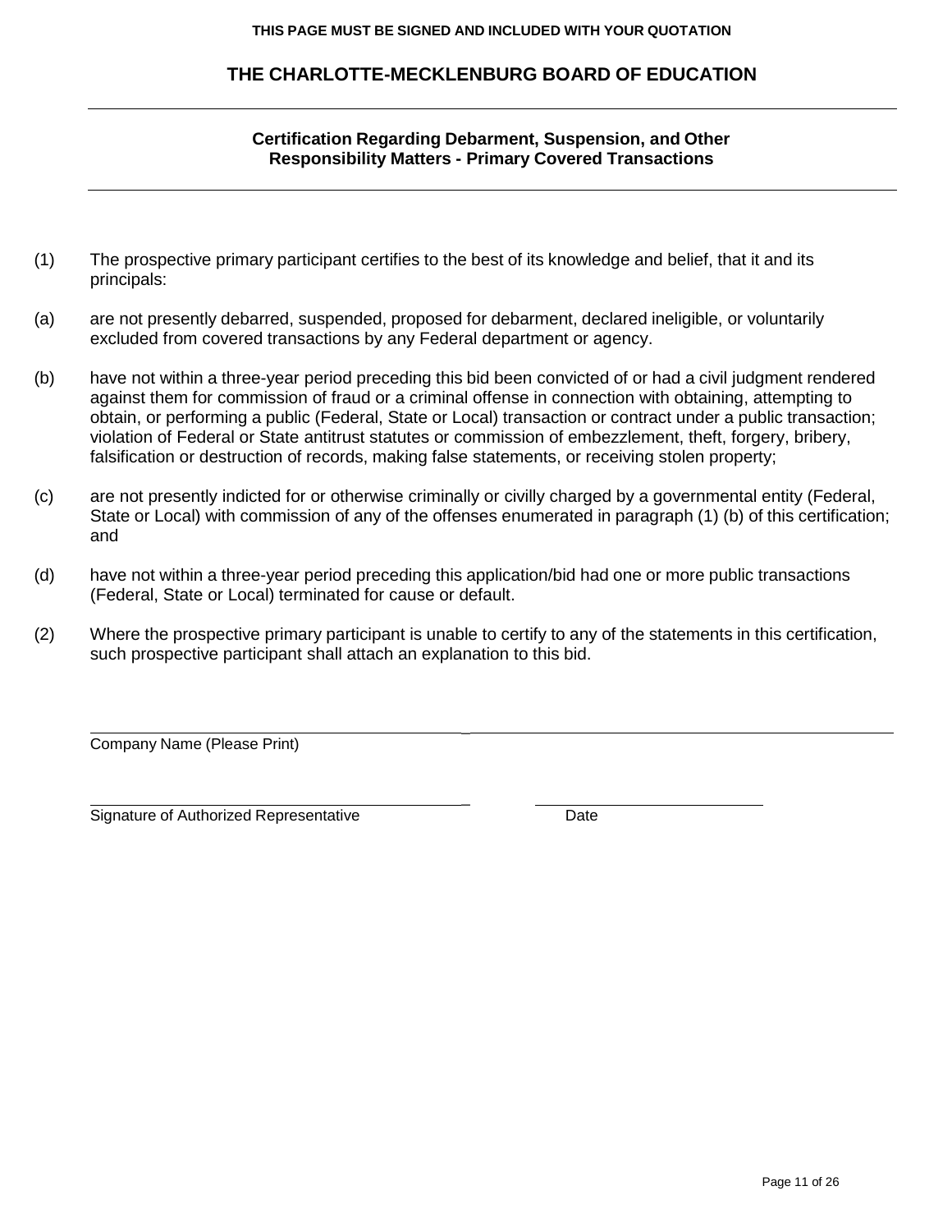**THIS PAGE MUST BE SIGNED AND INCLUDED WITH YOUR QUOTATION**

## THE CHARLOTTE-MECKLENBURG BOARD OF EDUCATION

---

### Certification Regarding Debarment, Suspension, and Other Responsibility Matters - Primary Covered Transactions

---

(1) The prospective primary participant certifies to the best of its knowledge and belief, that it and its principals:

(a) are not presently debarred, suspended, proposed for debarment, declared ineligible, or voluntarily excluded from covered transactions by any Federal department or agency.

(b) have not within a three-year period preceding this bid been convicted of or had a civil judgment rendered against them for commission of fraud or a criminal offense in connection with obtaining, attempting to obtain, or performing a public (Federal, State or Local) transaction or contract under a public transaction; violation of Federal or State antitrust statutes or commission of embezzlement, theft, forgery, bribery, falsification or destruction of records, making false statements, or receiving stolen property;

(c) are not presently indicted for or otherwise criminally or civilly charged by a governmental entity (Federal, State or Local) with commission of any of the offenses enumerated in paragraph (1) (b) of this certification; and

(d) have not within a three-year period preceding this application/bid had one or more public transactions (Federal, State or Local) terminated for cause or default.

(2) Where the prospective primary participant is unable to certify to any of the statements in this certification, such prospective participant shall attach an explanation to this bid.

\_\_\_\_\_\_\_\_\_\_\_\_\_\_\_\_\_\_\_\_\_\_\_\_\_\_\_\_\_\_\_\_\_\_\_\_\_\_\_\_\_\_\_\_\_\_\_\_\_\_\_\_\_\_\_\_\_\_\_\_\_\_\_\_

Company Name (Please Print)

\_\_\_\_\_\_\_\_\_\_\_\_\_\_\_\_\_\_\_\_\_\_\_\_\_\_\_\_\_\_\_\_\_\_ \_\_\_\_\_\_\_\_\_\_\_\_\_\_\_\_\_\_\_\_

Signature of Authorized Representative Date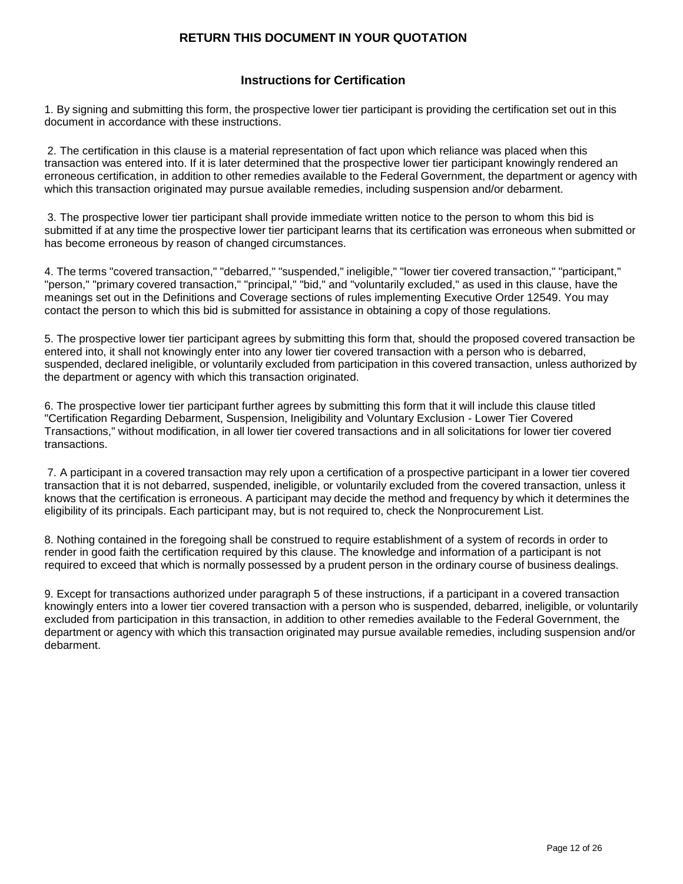**RETURN THIS DOCUMENT IN YOUR QUOTATION**

## Instructions for Certification

1. By signing and submitting this form, the prospective lower tier participant is providing the certification set out in this document in accordance with these instructions.

2. The certification in this clause is a material representation of fact upon which reliance was placed when this transaction was entered into. If it is later determined that the prospective lower tier participant knowingly rendered an erroneous certification, in addition to other remedies available to the Federal Government, the department or agency with which this transaction originated may pursue available remedies, including suspension and/or debarment.

3. The prospective lower tier participant shall provide immediate written notice to the person to whom this bid is submitted if at any time the prospective lower tier participant learns that its certification was erroneous when submitted or has become erroneous by reason of changed circumstances.

4. The terms "covered transaction," "debarred," "suspended," ineligible," "lower tier covered transaction," "participant," "person," "primary covered transaction," "principal," "bid," and "voluntarily excluded," as used in this clause, have the meanings set out in the Definitions and Coverage sections of rules implementing Executive Order 12549. You may contact the person to which this bid is submitted for assistance in obtaining a copy of those regulations.

5. The prospective lower tier participant agrees by submitting this form that, should the proposed covered transaction be entered into, it shall not knowingly enter into any lower tier covered transaction with a person who is debarred, suspended, declared ineligible, or voluntarily excluded from participation in this covered transaction, unless authorized by the department or agency with which this transaction originated.

6. The prospective lower tier participant further agrees by submitting this form that it will include this clause titled "Certification Regarding Debarment, Suspension, Ineligibility and Voluntary Exclusion - Lower Tier Covered Transactions," without modification, in all lower tier covered transactions and in all solicitations for lower tier covered transactions.

7. A participant in a covered transaction may rely upon a certification of a prospective participant in a lower tier covered transaction that it is not debarred, suspended, ineligible, or voluntarily excluded from the covered transaction, unless it knows that the certification is erroneous. A participant may decide the method and frequency by which it determines the eligibility of its principals. Each participant may, but is not required to, check the Nonprocurement List.

8. Nothing contained in the foregoing shall be construed to require establishment of a system of records in order to render in good faith the certification required by this clause. The knowledge and information of a participant is not required to exceed that which is normally possessed by a prudent person in the ordinary course of business dealings.

9. Except for transactions authorized under paragraph 5 of these instructions, if a participant in a covered transaction knowingly enters into a lower tier covered transaction with a person who is suspended, debarred, ineligible, or voluntarily excluded from participation in this transaction, in addition to other remedies available to the Federal Government, the department or agency with which this transaction originated may pursue available remedies, including suspension and/or debarment.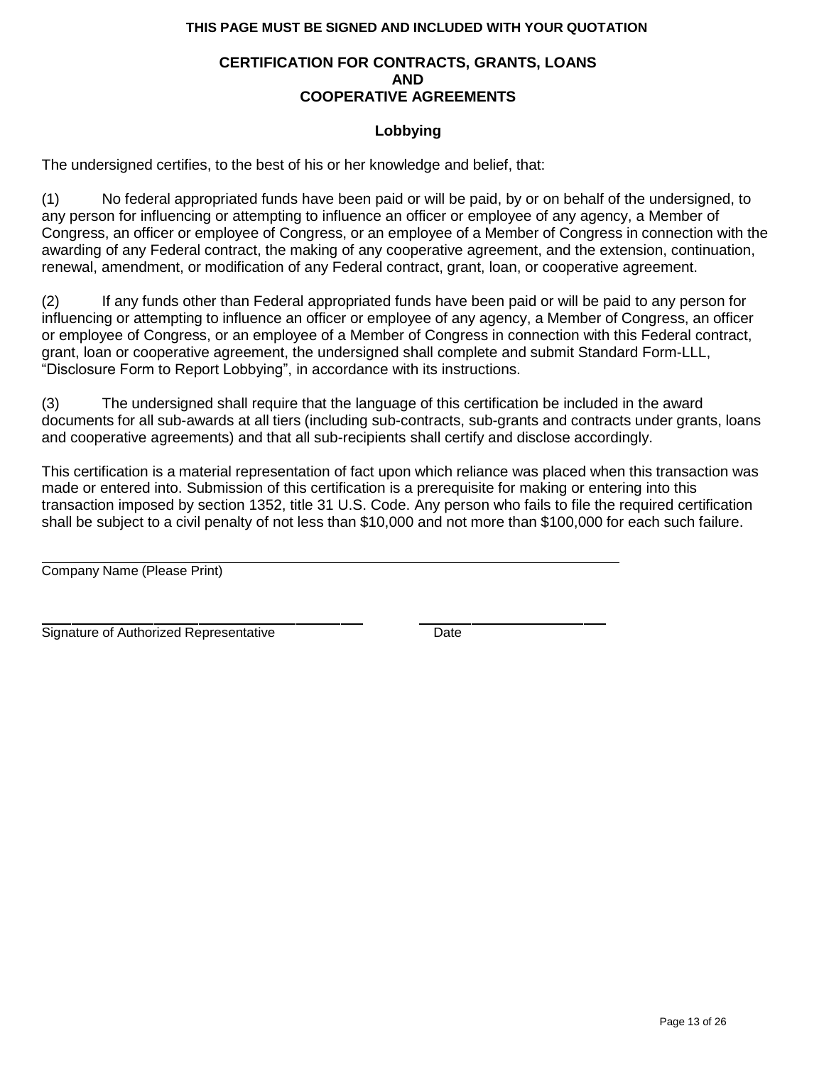**THIS PAGE MUST BE SIGNED AND INCLUDED WITH YOUR QUOTATION**

## CERTIFICATION FOR CONTRACTS, GRANTS, LOANS AND COOPERATIVE AGREEMENTS

### Lobbying

The undersigned certifies, to the best of his or her knowledge and belief, that:

(1) No federal appropriated funds have been paid or will be paid, by or on behalf of the undersigned, to any person for influencing or attempting to influence an officer or employee of any agency, a Member of Congress, an officer or employee of Congress, or an employee of a Member of Congress in connection with the awarding of any Federal contract, the making of any cooperative agreement, and the extension, continuation, renewal, amendment, or modification of any Federal contract, grant, loan, or cooperative agreement.

(2) If any funds other than Federal appropriated funds have been paid or will be paid to any person for influencing or attempting to influence an officer or employee of any agency, a Member of Congress, an officer or employee of Congress, or an employee of a Member of Congress in connection with this Federal contract, grant, loan or cooperative agreement, the undersigned shall complete and submit Standard Form-LLL, "Disclosure Form to Report Lobbying", in accordance with its instructions.

(3) The undersigned shall require that the language of this certification be included in the award documents for all sub-awards at all tiers (including sub-contracts, sub-grants and contracts under grants, loans and cooperative agreements) and that all sub-recipients shall certify and disclose accordingly.

This certification is a material representation of fact upon which reliance was placed when this transaction was made or entered into. Submission of this certification is a prerequisite for making or entering into this transaction imposed by section 1352, title 31 U.S. Code. Any person who fails to file the required certification shall be subject to a civil penalty of not less than $10,000 and not more than $100,000 for each such failure.

______________________________________________
Company Name (Please Print)

______________________________________________ ______________________
Signature of Authorized Representative Date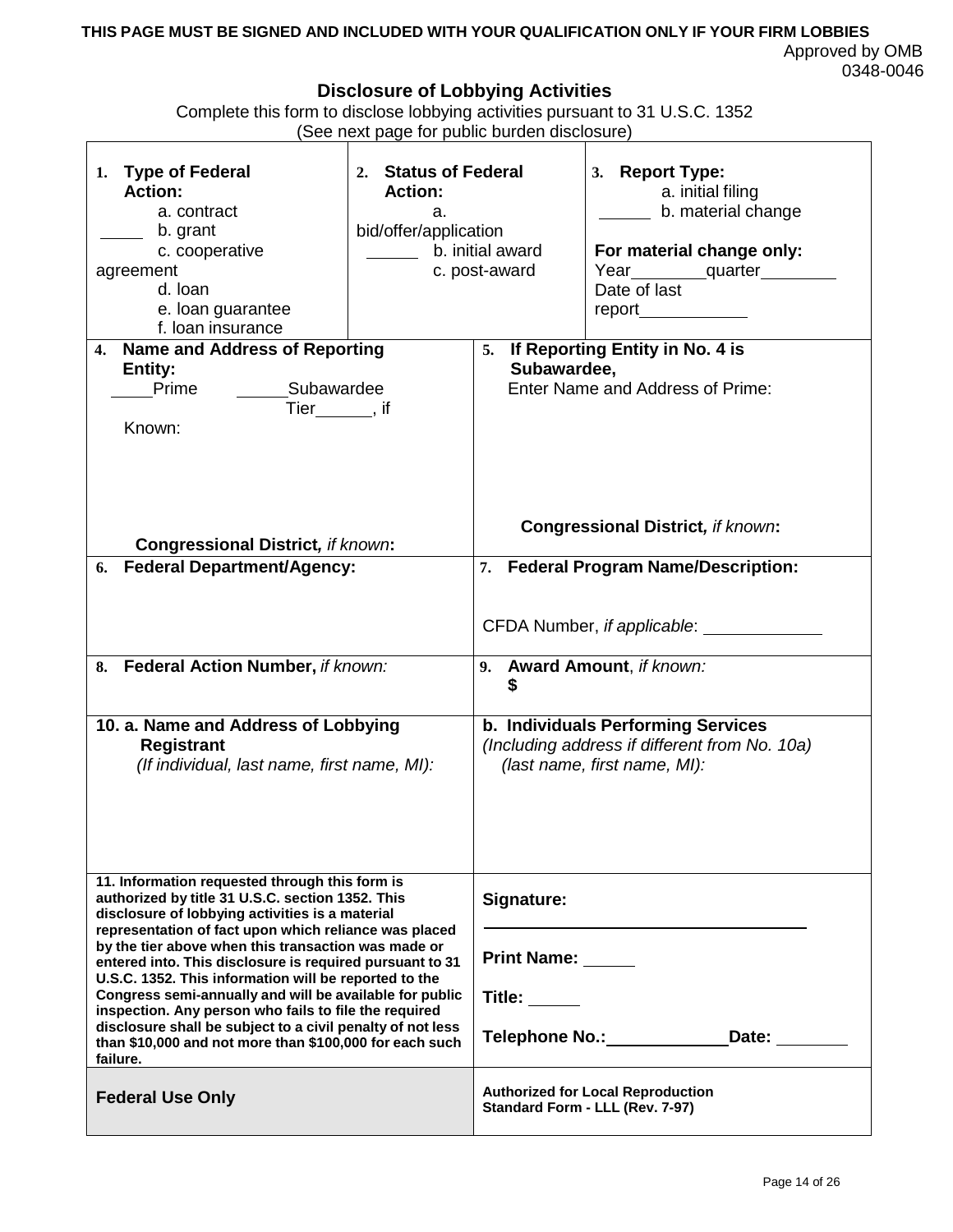**THIS PAGE MUST BE SIGNED AND INCLUDED WITH YOUR QUALIFICATION ONLY IF YOUR FIRM LOBBIES**

Approved by OMB
0348-0046

## Disclosure of Lobbying Activities

Complete this form to disclose lobbying activities pursuant to 31 U.S.C. 1352
(See next page for public burden disclosure)

| | | |
|---|---|---|
| **1. Type of Federal Action:** a. contract ____ b. grant c. cooperative agreement d. loan e. loan guarantee f. loan insurance | **2. Status of Federal Action:** a. bid/offer/application ______ b. initial award c. post-award | **3. Report Type:** a. initial filing ______ b. material change **For material change only:** Year________quarter________ Date of last report___________ |

| | |
|---|---|
| **4. Name and Address of Reporting Entity:** ____Prime ______Subawardee Tier______, if Known: **Congressional District,** *if known*: | **5. If Reporting Entity in No. 4 is Subawardee,** Enter Name and Address of Prime: **Congressional District,** *if known*: |
| **6. Federal Department/Agency:** | **7. Federal Program Name/Description:** CFDA Number, *if applicable*: ____________ |
| **8. Federal Action Number,** *if known:* | **9. Award Amount**, *if known:* **$** |
| **10. a. Name and Address of Lobbying Registrant** *(If individual, last name, first name, MI):* | **b. Individuals Performing Services** *(Including address if different from No. 10a) (last name, first name, MI):* |
| **11. Information requested through this form is authorized by title 31 U.S.C. section 1352. This disclosure of lobbying activities is a material representation of fact upon which reliance was placed by the tier above when this transaction was made or entered into. This disclosure is required pursuant to 31 U.S.C. 1352. This information will be reported to the Congress semi-annually and will be available for public inspection. Any person who fails to file the required disclosure shall be subject to a civil penalty of not less than $10,000 and not more than $100,000 for each such failure.** | **Signature:** ______________________________ **Print Name:** _____ **Title:** _____ **Telephone No.:**____________**Date:** _______ |
| **Federal Use Only** | **Authorized for Local Reproduction Standard Form - LLL (Rev. 7-97)** |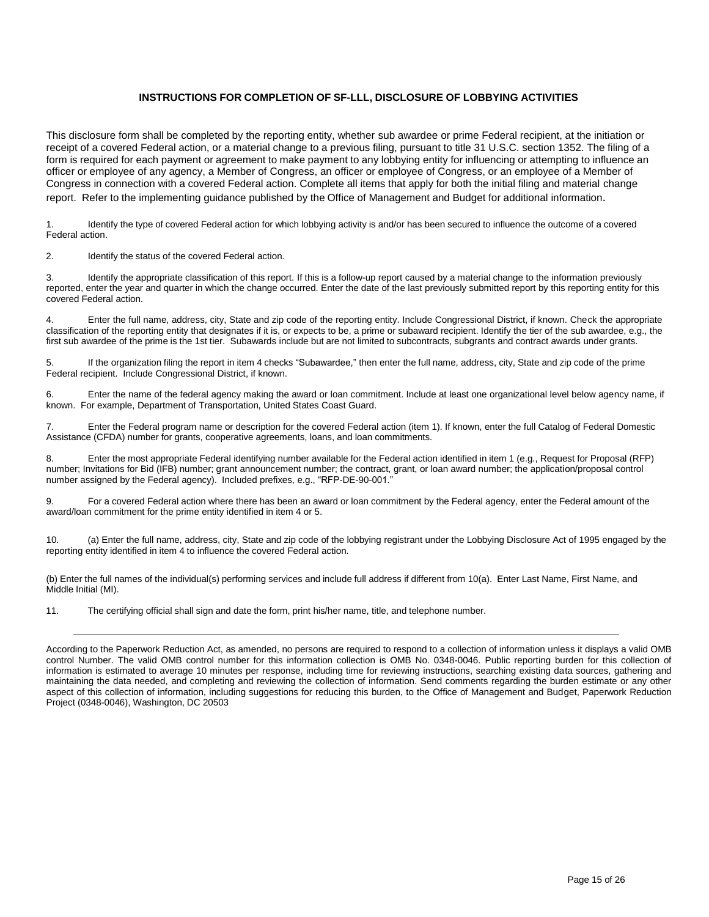## INSTRUCTIONS FOR COMPLETION OF SF-LLL, DISCLOSURE OF LOBBYING ACTIVITIES

This disclosure form shall be completed by the reporting entity, whether sub awardee or prime Federal recipient, at the initiation or receipt of a covered Federal action, or a material change to a previous filing, pursuant to title 31 U.S.C. section 1352. The filing of a form is required for each payment or agreement to make payment to any lobbying entity for influencing or attempting to influence an officer or employee of any agency, a Member of Congress, an officer or employee of Congress, or an employee of a Member of Congress in connection with a covered Federal action. Complete all items that apply for both the initial filing and material change report. Refer to the implementing guidance published by the Office of Management and Budget for additional information.

1. Identify the type of covered Federal action for which lobbying activity is and/or has been secured to influence the outcome of a covered Federal action.

2. Identify the status of the covered Federal action.

3. Identify the appropriate classification of this report. If this is a follow-up report caused by a material change to the information previously reported, enter the year and quarter in which the change occurred. Enter the date of the last previously submitted report by this reporting entity for this covered Federal action.

4. Enter the full name, address, city, State and zip code of the reporting entity. Include Congressional District, if known. Check the appropriate classification of the reporting entity that designates if it is, or expects to be, a prime or subaward recipient. Identify the tier of the sub awardee, e.g., the first sub awardee of the prime is the 1st tier. Subawards include but are not limited to subcontracts, subgrants and contract awards under grants.

5. If the organization filing the report in item 4 checks "Subawardee," then enter the full name, address, city, State and zip code of the prime Federal recipient. Include Congressional District, if known.

6. Enter the name of the federal agency making the award or loan commitment. Include at least one organizational level below agency name, if known. For example, Department of Transportation, United States Coast Guard.

7. Enter the Federal program name or description for the covered Federal action (item 1). If known, enter the full Catalog of Federal Domestic Assistance (CFDA) number for grants, cooperative agreements, loans, and loan commitments.

8. Enter the most appropriate Federal identifying number available for the Federal action identified in item 1 (e.g., Request for Proposal (RFP) number; Invitations for Bid (IFB) number; grant announcement number; the contract, grant, or loan award number; the application/proposal control number assigned by the Federal agency). Included prefixes, e.g., "RFP-DE-90-001."

9. For a covered Federal action where there has been an award or loan commitment by the Federal agency, enter the Federal amount of the award/loan commitment for the prime entity identified in item 4 or 5.

10. (a) Enter the full name, address, city, State and zip code of the lobbying registrant under the Lobbying Disclosure Act of 1995 engaged by the reporting entity identified in item 4 to influence the covered Federal action.

(b) Enter the full names of the individual(s) performing services and include full address if different from 10(a). Enter Last Name, First Name, and Middle Initial (MI).

11. The certifying official shall sign and date the form, print his/her name, title, and telephone number.

---

According to the Paperwork Reduction Act, as amended, no persons are required to respond to a collection of information unless it displays a valid OMB control Number. The valid OMB control number for this information collection is OMB No. 0348-0046. Public reporting burden for this collection of information is estimated to average 10 minutes per response, including time for reviewing instructions, searching existing data sources, gathering and maintaining the data needed, and completing and reviewing the collection of information. Send comments regarding the burden estimate or any other aspect of this collection of information, including suggestions for reducing this burden, to the Office of Management and Budget, Paperwork Reduction Project (0348-0046), Washington, DC 20503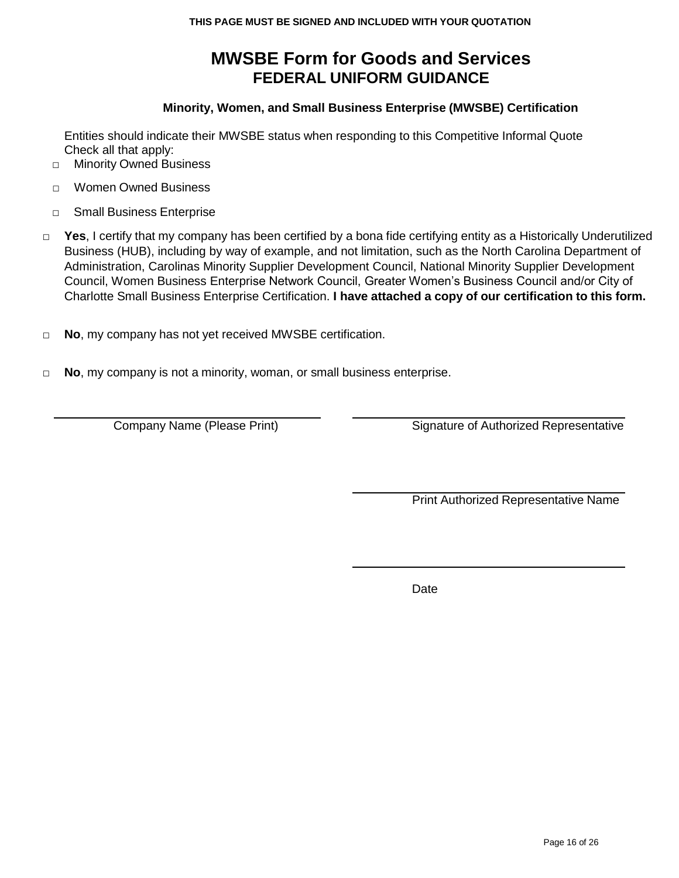**THIS PAGE MUST BE SIGNED AND INCLUDED WITH YOUR QUOTATION**

# MWSBE Form for Goods and Services
## FEDERAL UNIFORM GUIDANCE

### Minority, Women, and Small Business Enterprise (MWSBE) Certification

Entities should indicate their MWSBE status when responding to this Competitive Informal Quote
Check all that apply:

- □ Minority Owned Business
- □ Women Owned Business
- □ Small Business Enterprise

□ **Yes**, I certify that my company has been certified by a bona fide certifying entity as a Historically Underutilized Business (HUB), including by way of example, and not limitation, such as the North Carolina Department of Administration, Carolinas Minority Supplier Development Council, National Minority Supplier Development Council, Women Business Enterprise Network Council, Greater Women's Business Council and/or City of Charlotte Small Business Enterprise Certification. **I have attached a copy of our certification to this form.**

□ **No**, my company has not yet received MWSBE certification.

□ **No**, my company is not a minority, woman, or small business enterprise.

______________________________
Company Name (Please Print)

______________________________
Signature of Authorized Representative

______________________________
Print Authorized Representative Name

______________________________
Date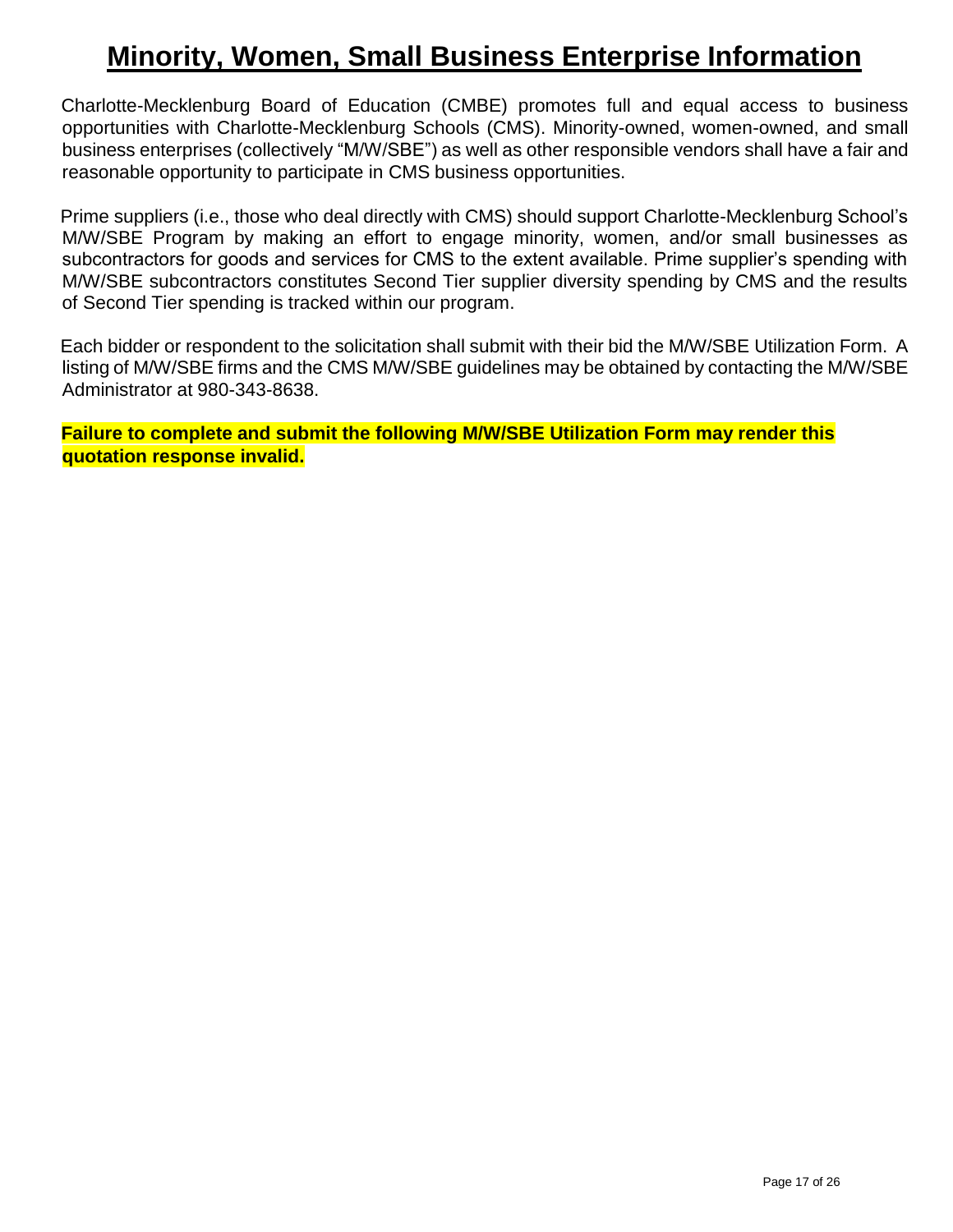# Minority, Women, Small Business Enterprise Information

Charlotte-Mecklenburg Board of Education (CMBE) promotes full and equal access to business opportunities with Charlotte-Mecklenburg Schools (CMS). Minority-owned, women-owned, and small business enterprises (collectively "M/W/SBE") as well as other responsible vendors shall have a fair and reasonable opportunity to participate in CMS business opportunities.

Prime suppliers (i.e., those who deal directly with CMS) should support Charlotte-Mecklenburg School's M/W/SBE Program by making an effort to engage minority, women, and/or small businesses as subcontractors for goods and services for CMS to the extent available. Prime supplier's spending with M/W/SBE subcontractors constitutes Second Tier supplier diversity spending by CMS and the results of Second Tier spending is tracked within our program.

Each bidder or respondent to the solicitation shall submit with their bid the M/W/SBE Utilization Form. A listing of M/W/SBE firms and the CMS M/W/SBE guidelines may be obtained by contacting the M/W/SBE Administrator at 980-343-8638.

**Failure to complete and submit the following M/W/SBE Utilization Form may render this quotation response invalid.**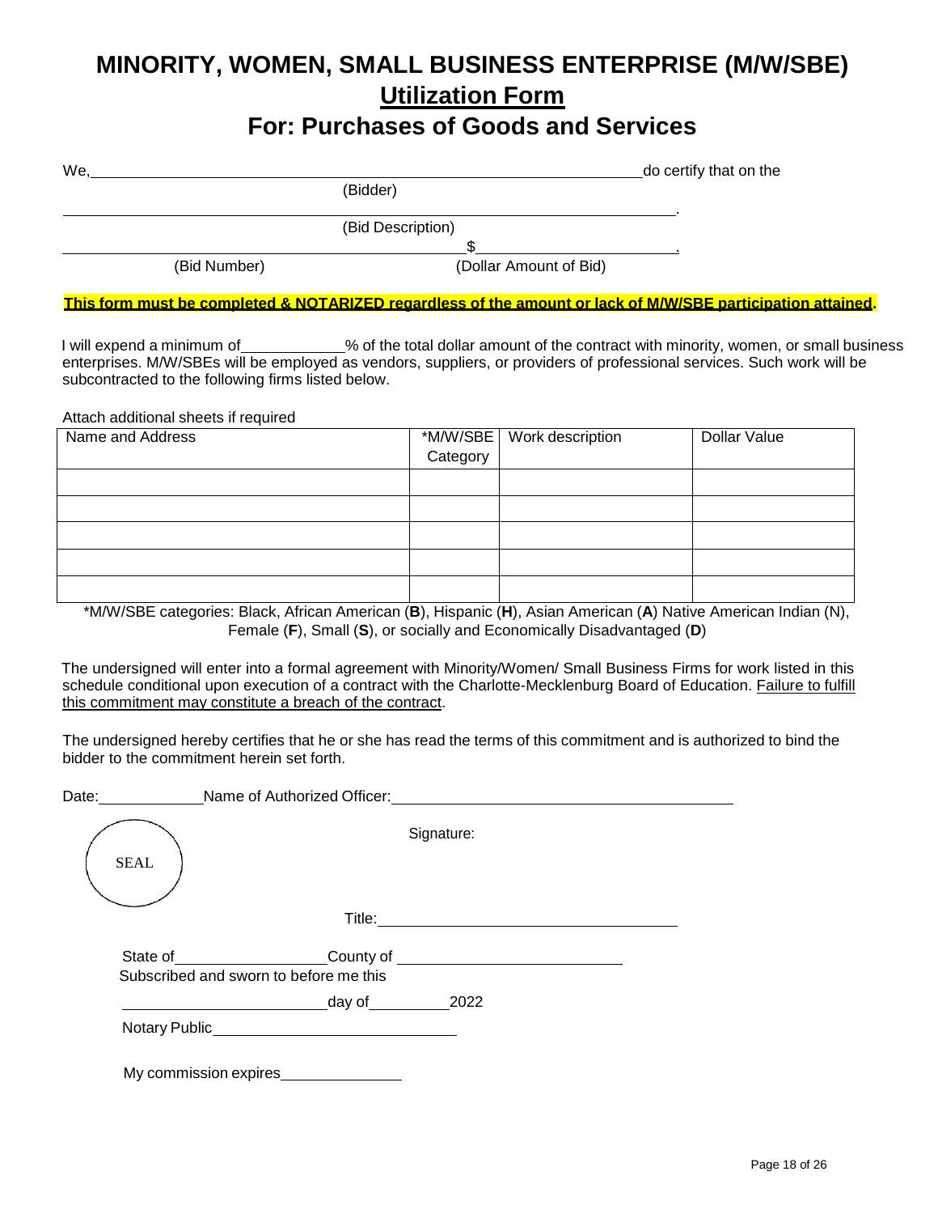# MINORITY, WOMEN, SMALL BUSINESS ENTERPRISE (M/W/SBE)

## Utilization Form

## For: Purchases of Goods and Services

We, ______________________________________________ do certify that on the
(Bidder)

______________________________________________.
(Bid Description)

______________________________ $ ______________________.
(Bid Number) (Dollar Amount of Bid)

**This form must be completed & NOTARIZED regardless of the amount or lack of M/W/SBE participation attained.**

I will expend a minimum of ____________% of the total dollar amount of the contract with minority, women, or small business enterprises. M/W/SBEs will be employed as vendors, suppliers, or providers of professional services. Such work will be subcontracted to the following firms listed below.

Attach additional sheets if required

| Name and Address | *M/W/SBE Category | Work description | Dollar Value |
|---|---|---|---|
| | | | |
| | | | |
| | | | |
| | | | |
| | | | |

*M/W/SBE categories: Black, African American (**B**), Hispanic (**H**), Asian American (**A**) Native American Indian (N), Female (**F**), Small (**S**), or socially and Economically Disadvantaged (**D**)

The undersigned will enter into a formal agreement with Minority/Women/ Small Business Firms for work listed in this schedule conditional upon execution of a contract with the Charlotte-Mecklenburg Board of Education. Failure to fulfill this commitment may constitute a breach of the contract.

The undersigned hereby certifies that he or she has read the terms of this commitment and is authorized to bind the bidder to the commitment herein set forth.

Date: ____________ Name of Authorized Officer: ________________________________________

SEAL

Signature:

Title: ____________________________________

State of __________________ County of __________________________

Subscribed and sworn to before me this

________________________ day of __________ 2022

Notary Public ______________________________

My commission expires ______________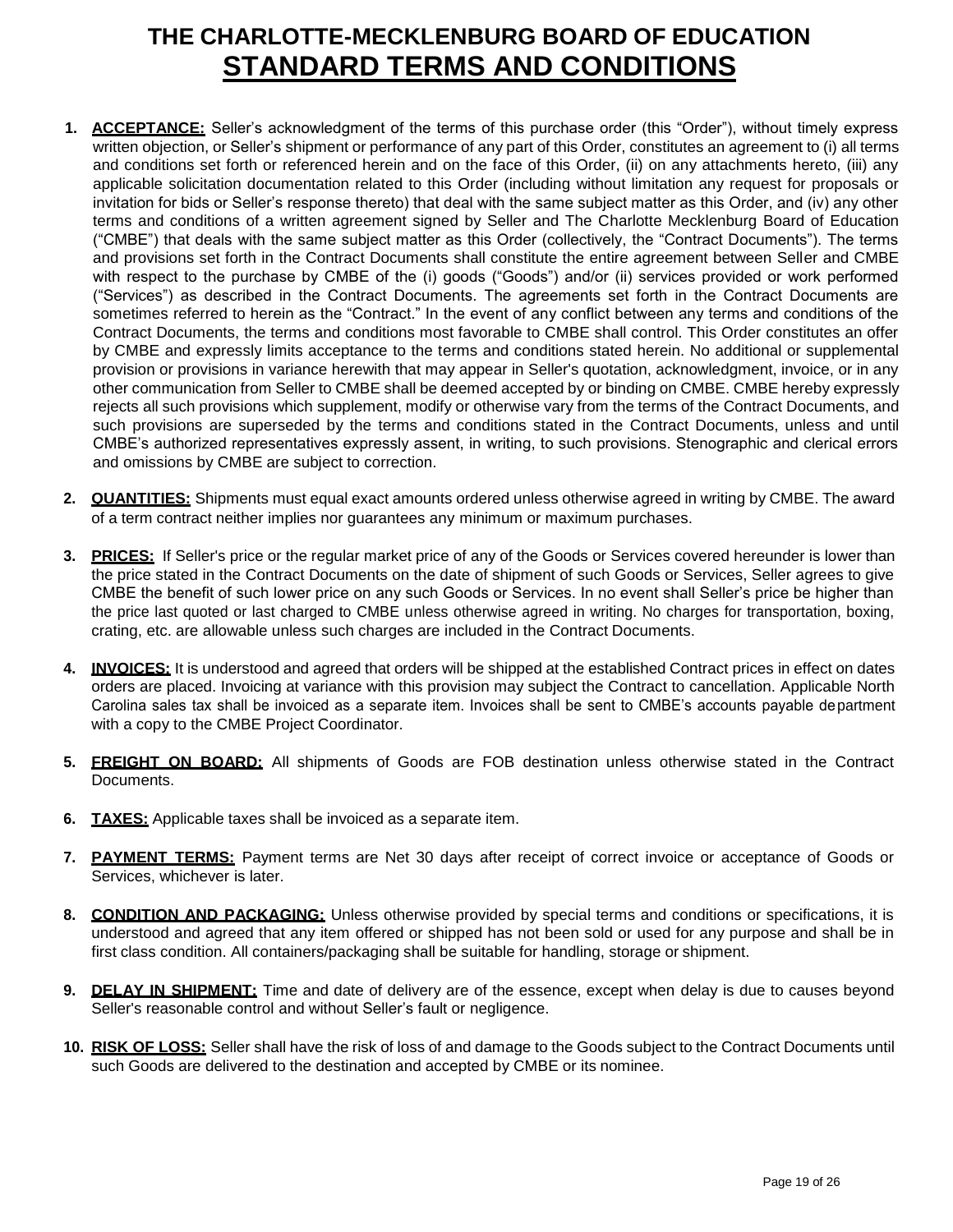# THE CHARLOTTE-MECKLENBURG BOARD OF EDUCATION

## STANDARD TERMS AND CONDITIONS

1. **ACCEPTANCE:** Seller's acknowledgment of the terms of this purchase order (this "Order"), without timely express written objection, or Seller's shipment or performance of any part of this Order, constitutes an agreement to (i) all terms and conditions set forth or referenced herein and on the face of this Order, (ii) on any attachments hereto, (iii) any applicable solicitation documentation related to this Order (including without limitation any request for proposals or invitation for bids or Seller's response thereto) that deal with the same subject matter as this Order, and (iv) any other terms and conditions of a written agreement signed by Seller and The Charlotte Mecklenburg Board of Education ("CMBE") that deals with the same subject matter as this Order (collectively, the "Contract Documents"). The terms and provisions set forth in the Contract Documents shall constitute the entire agreement between Seller and CMBE with respect to the purchase by CMBE of the (i) goods ("Goods") and/or (ii) services provided or work performed ("Services") as described in the Contract Documents. The agreements set forth in the Contract Documents are sometimes referred to herein as the "Contract." In the event of any conflict between any terms and conditions of the Contract Documents, the terms and conditions most favorable to CMBE shall control. This Order constitutes an offer by CMBE and expressly limits acceptance to the terms and conditions stated herein. No additional or supplemental provision or provisions in variance herewith that may appear in Seller's quotation, acknowledgment, invoice, or in any other communication from Seller to CMBE shall be deemed accepted by or binding on CMBE. CMBE hereby expressly rejects all such provisions which supplement, modify or otherwise vary from the terms of the Contract Documents, and such provisions are superseded by the terms and conditions stated in the Contract Documents, unless and until CMBE's authorized representatives expressly assent, in writing, to such provisions. Stenographic and clerical errors and omissions by CMBE are subject to correction.

2. **QUANTITIES:** Shipments must equal exact amounts ordered unless otherwise agreed in writing by CMBE. The award of a term contract neither implies nor guarantees any minimum or maximum purchases.

3. **PRICES:** If Seller's price or the regular market price of any of the Goods or Services covered hereunder is lower than the price stated in the Contract Documents on the date of shipment of such Goods or Services, Seller agrees to give CMBE the benefit of such lower price on any such Goods or Services. In no event shall Seller's price be higher than the price last quoted or last charged to CMBE unless otherwise agreed in writing. No charges for transportation, boxing, crating, etc. are allowable unless such charges are included in the Contract Documents.

4. **INVOICES:** It is understood and agreed that orders will be shipped at the established Contract prices in effect on dates orders are placed. Invoicing at variance with this provision may subject the Contract to cancellation. Applicable North Carolina sales tax shall be invoiced as a separate item. Invoices shall be sent to CMBE's accounts payable department with a copy to the CMBE Project Coordinator.

5. **FREIGHT ON BOARD:** All shipments of Goods are FOB destination unless otherwise stated in the Contract Documents.

6. **TAXES:** Applicable taxes shall be invoiced as a separate item.

7. **PAYMENT TERMS:** Payment terms are Net 30 days after receipt of correct invoice or acceptance of Goods or Services, whichever is later.

8. **CONDITION AND PACKAGING:** Unless otherwise provided by special terms and conditions or specifications, it is understood and agreed that any item offered or shipped has not been sold or used for any purpose and shall be in first class condition. All containers/packaging shall be suitable for handling, storage or shipment.

9. **DELAY IN SHIPMENT:** Time and date of delivery are of the essence, except when delay is due to causes beyond Seller's reasonable control and without Seller's fault or negligence.

10. **RISK OF LOSS:** Seller shall have the risk of loss of and damage to the Goods subject to the Contract Documents until such Goods are delivered to the destination and accepted by CMBE or its nominee.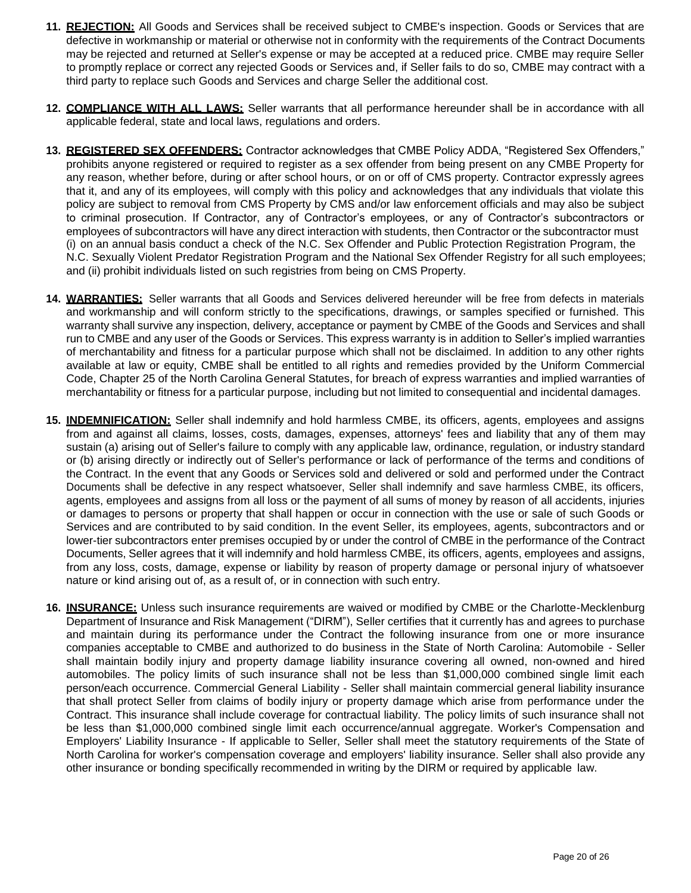11. **REJECTION:** All Goods and Services shall be received subject to CMBE's inspection. Goods or Services that are defective in workmanship or material or otherwise not in conformity with the requirements of the Contract Documents may be rejected and returned at Seller's expense or may be accepted at a reduced price. CMBE may require Seller to promptly replace or correct any rejected Goods or Services and, if Seller fails to do so, CMBE may contract with a third party to replace such Goods and Services and charge Seller the additional cost.

12. **COMPLIANCE WITH ALL LAWS:** Seller warrants that all performance hereunder shall be in accordance with all applicable federal, state and local laws, regulations and orders.

13. **REGISTERED SEX OFFENDERS:** Contractor acknowledges that CMBE Policy ADDA, "Registered Sex Offenders," prohibits anyone registered or required to register as a sex offender from being present on any CMBE Property for any reason, whether before, during or after school hours, or on or off of CMS property. Contractor expressly agrees that it, and any of its employees, will comply with this policy and acknowledges that any individuals that violate this policy are subject to removal from CMS Property by CMS and/or law enforcement officials and may also be subject to criminal prosecution. If Contractor, any of Contractor's employees, or any of Contractor's subcontractors or employees of subcontractors will have any direct interaction with students, then Contractor or the subcontractor must (i) on an annual basis conduct a check of the N.C. Sex Offender and Public Protection Registration Program, the N.C. Sexually Violent Predator Registration Program and the National Sex Offender Registry for all such employees; and (ii) prohibit individuals listed on such registries from being on CMS Property.

14. **WARRANTIES:** Seller warrants that all Goods and Services delivered hereunder will be free from defects in materials and workmanship and will conform strictly to the specifications, drawings, or samples specified or furnished. This warranty shall survive any inspection, delivery, acceptance or payment by CMBE of the Goods and Services and shall run to CMBE and any user of the Goods or Services. This express warranty is in addition to Seller's implied warranties of merchantability and fitness for a particular purpose which shall not be disclaimed. In addition to any other rights available at law or equity, CMBE shall be entitled to all rights and remedies provided by the Uniform Commercial Code, Chapter 25 of the North Carolina General Statutes, for breach of express warranties and implied warranties of merchantability or fitness for a particular purpose, including but not limited to consequential and incidental damages.

15. **INDEMNIFICATION:** Seller shall indemnify and hold harmless CMBE, its officers, agents, employees and assigns from and against all claims, losses, costs, damages, expenses, attorneys' fees and liability that any of them may sustain (a) arising out of Seller's failure to comply with any applicable law, ordinance, regulation, or industry standard or (b) arising directly or indirectly out of Seller's performance or lack of performance of the terms and conditions of the Contract. In the event that any Goods or Services sold and delivered or sold and performed under the Contract Documents shall be defective in any respect whatsoever, Seller shall indemnify and save harmless CMBE, its officers, agents, employees and assigns from all loss or the payment of all sums of money by reason of all accidents, injuries or damages to persons or property that shall happen or occur in connection with the use or sale of such Goods or Services and are contributed to by said condition. In the event Seller, its employees, agents, subcontractors and or lower-tier subcontractors enter premises occupied by or under the control of CMBE in the performance of the Contract Documents, Seller agrees that it will indemnify and hold harmless CMBE, its officers, agents, employees and assigns, from any loss, costs, damage, expense or liability by reason of property damage or personal injury of whatsoever nature or kind arising out of, as a result of, or in connection with such entry.

16. **INSURANCE:** Unless such insurance requirements are waived or modified by CMBE or the Charlotte-Mecklenburg Department of Insurance and Risk Management ("DIRM"), Seller certifies that it currently has and agrees to purchase and maintain during its performance under the Contract the following insurance from one or more insurance companies acceptable to CMBE and authorized to do business in the State of North Carolina: Automobile - Seller shall maintain bodily injury and property damage liability insurance covering all owned, non-owned and hired automobiles. The policy limits of such insurance shall not be less than $1,000,000 combined single limit each person/each occurrence. Commercial General Liability - Seller shall maintain commercial general liability insurance that shall protect Seller from claims of bodily injury or property damage which arise from performance under the Contract. This insurance shall include coverage for contractual liability. The policy limits of such insurance shall not be less than $1,000,000 combined single limit each occurrence/annual aggregate. Worker's Compensation and Employers' Liability Insurance - If applicable to Seller, Seller shall meet the statutory requirements of the State of North Carolina for worker's compensation coverage and employers' liability insurance. Seller shall also provide any other insurance or bonding specifically recommended in writing by the DIRM or required by applicable law.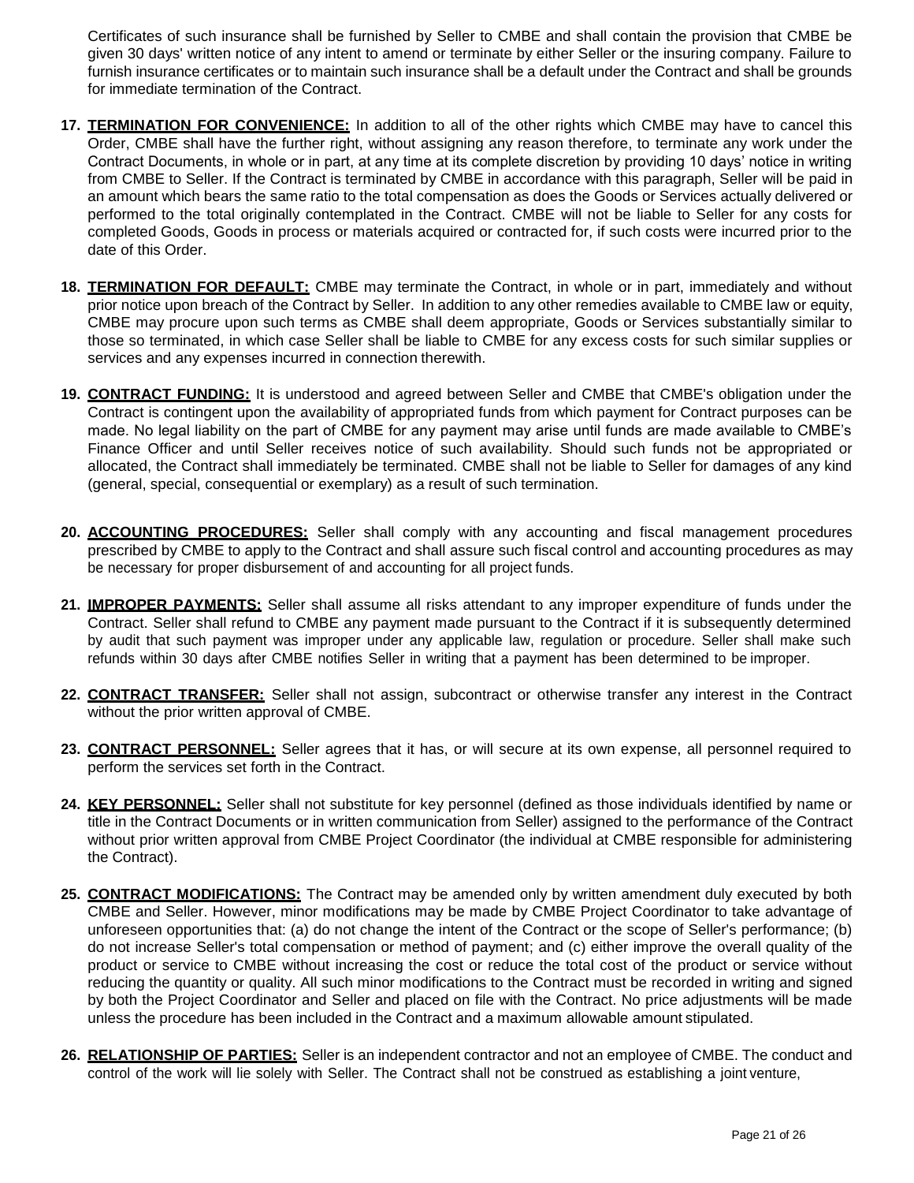Certificates of such insurance shall be furnished by Seller to CMBE and shall contain the provision that CMBE be given 30 days' written notice of any intent to amend or terminate by either Seller or the insuring company. Failure to furnish insurance certificates or to maintain such insurance shall be a default under the Contract and shall be grounds for immediate termination of the Contract.

17. **TERMINATION FOR CONVENIENCE:** In addition to all of the other rights which CMBE may have to cancel this Order, CMBE shall have the further right, without assigning any reason therefore, to terminate any work under the Contract Documents, in whole or in part, at any time at its complete discretion by providing 10 days' notice in writing from CMBE to Seller. If the Contract is terminated by CMBE in accordance with this paragraph, Seller will be paid in an amount which bears the same ratio to the total compensation as does the Goods or Services actually delivered or performed to the total originally contemplated in the Contract. CMBE will not be liable to Seller for any costs for completed Goods, Goods in process or materials acquired or contracted for, if such costs were incurred prior to the date of this Order.

18. **TERMINATION FOR DEFAULT:** CMBE may terminate the Contract, in whole or in part, immediately and without prior notice upon breach of the Contract by Seller. In addition to any other remedies available to CMBE law or equity, CMBE may procure upon such terms as CMBE shall deem appropriate, Goods or Services substantially similar to those so terminated, in which case Seller shall be liable to CMBE for any excess costs for such similar supplies or services and any expenses incurred in connection therewith.

19. **CONTRACT FUNDING:** It is understood and agreed between Seller and CMBE that CMBE's obligation under the Contract is contingent upon the availability of appropriated funds from which payment for Contract purposes can be made. No legal liability on the part of CMBE for any payment may arise until funds are made available to CMBE's Finance Officer and until Seller receives notice of such availability. Should such funds not be appropriated or allocated, the Contract shall immediately be terminated. CMBE shall not be liable to Seller for damages of any kind (general, special, consequential or exemplary) as a result of such termination.

20. **ACCOUNTING PROCEDURES:** Seller shall comply with any accounting and fiscal management procedures prescribed by CMBE to apply to the Contract and shall assure such fiscal control and accounting procedures as may be necessary for proper disbursement of and accounting for all project funds.

21. **IMPROPER PAYMENTS:** Seller shall assume all risks attendant to any improper expenditure of funds under the Contract. Seller shall refund to CMBE any payment made pursuant to the Contract if it is subsequently determined by audit that such payment was improper under any applicable law, regulation or procedure. Seller shall make such refunds within 30 days after CMBE notifies Seller in writing that a payment has been determined to be improper.

22. **CONTRACT TRANSFER:** Seller shall not assign, subcontract or otherwise transfer any interest in the Contract without the prior written approval of CMBE.

23. **CONTRACT PERSONNEL:** Seller agrees that it has, or will secure at its own expense, all personnel required to perform the services set forth in the Contract.

24. **KEY PERSONNEL:** Seller shall not substitute for key personnel (defined as those individuals identified by name or title in the Contract Documents or in written communication from Seller) assigned to the performance of the Contract without prior written approval from CMBE Project Coordinator (the individual at CMBE responsible for administering the Contract).

25. **CONTRACT MODIFICATIONS:** The Contract may be amended only by written amendment duly executed by both CMBE and Seller. However, minor modifications may be made by CMBE Project Coordinator to take advantage of unforeseen opportunities that: (a) do not change the intent of the Contract or the scope of Seller's performance; (b) do not increase Seller's total compensation or method of payment; and (c) either improve the overall quality of the product or service to CMBE without increasing the cost or reduce the total cost of the product or service without reducing both the quantity or quality. All such minor modifications to the Contract must be recorded in writing and signed by both the Project Coordinator and Seller and placed on file with the Contract. No price adjustments will be made unless the procedure has been included in the Contract and a maximum allowable amount stipulated.

26. **RELATIONSHIP OF PARTIES:** Seller is an independent contractor and not an employee of CMBE. The conduct and control of the work will lie solely with Seller. The Contract shall not be construed as establishing a joint venture,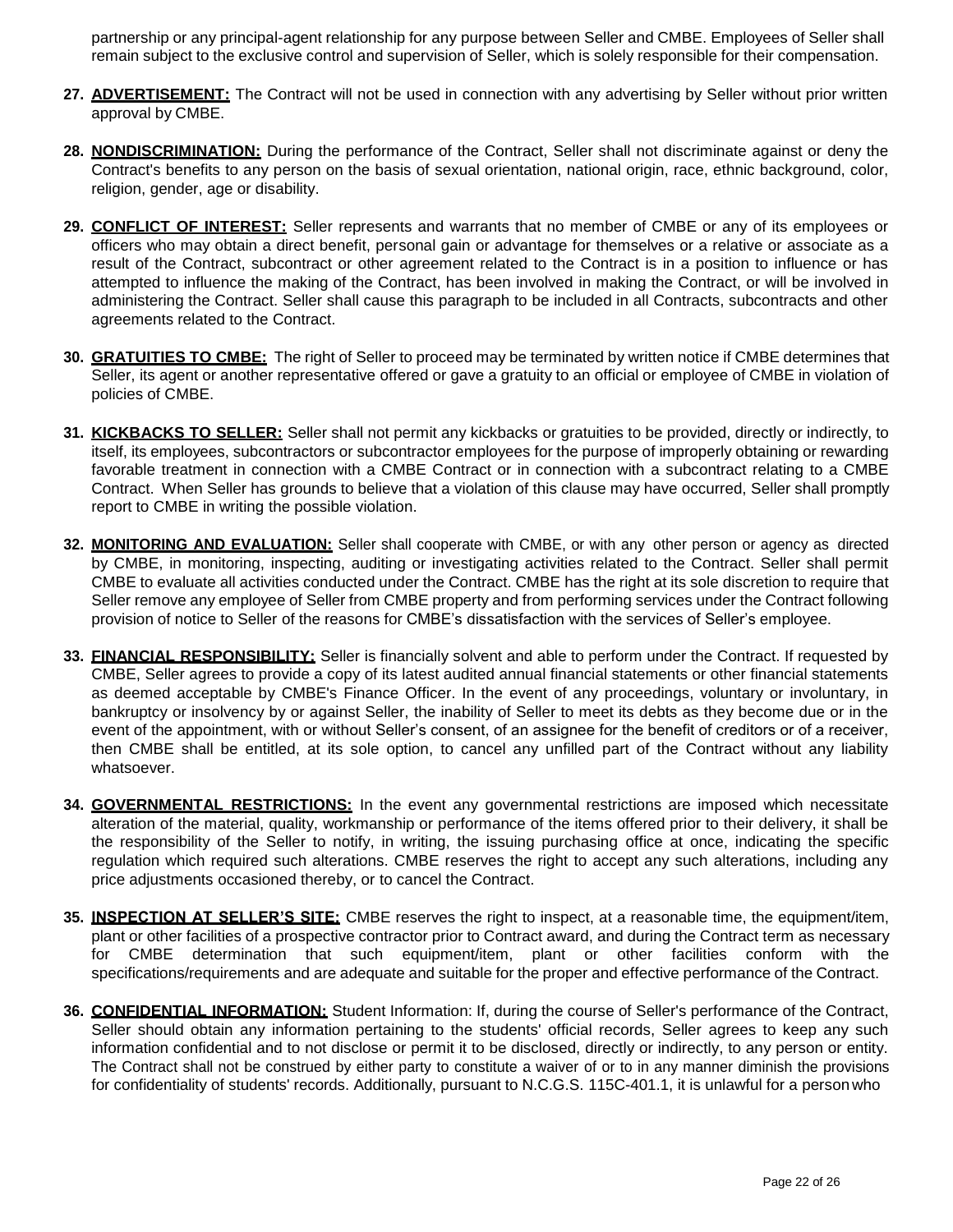partnership or any principal-agent relationship for any purpose between Seller and CMBE. Employees of Seller shall remain subject to the exclusive control and supervision of Seller, which is solely responsible for their compensation.

27. **ADVERTISEMENT:** The Contract will not be used in connection with any advertising by Seller without prior written approval by CMBE.

28. **NONDISCRIMINATION:** During the performance of the Contract, Seller shall not discriminate against or deny the Contract's benefits to any person on the basis of sexual orientation, national origin, race, ethnic background, color, religion, gender, age or disability.

29. **CONFLICT OF INTEREST:** Seller represents and warrants that no member of CMBE or any of its employees or officers who may obtain a direct benefit, personal gain or advantage for themselves or a relative or associate as a result of the Contract, subcontract or other agreement related to the Contract is in a position to influence or has attempted to influence the making of the Contract, has been involved in making the Contract, or will be involved in administering the Contract. Seller shall cause this paragraph to be included in all Contracts, subcontracts and other agreements related to the Contract.

30. **GRATUITIES TO CMBE:** The right of Seller to proceed may be terminated by written notice if CMBE determines that Seller, its agent or another representative offered or gave a gratuity to an official or employee of CMBE in violation of policies of CMBE.

31. **KICKBACKS TO SELLER:** Seller shall not permit any kickbacks or gratuities to be provided, directly or indirectly, to itself, its employees, subcontractors or subcontractor employees for the purpose of improperly obtaining or rewarding favorable treatment in connection with a CMBE Contract or in connection with a subcontract relating to a CMBE Contract. When Seller has grounds to believe that a violation of this clause may have occurred, Seller shall promptly report to CMBE in writing the possible violation.

32. **MONITORING AND EVALUATION:** Seller shall cooperate with CMBE, or with any other person or agency as directed by CMBE, in monitoring, inspecting, auditing or investigating activities related to the Contract. Seller shall permit CMBE to evaluate all activities conducted under the Contract. CMBE has the right at its sole discretion to require that Seller remove any employee of Seller from CMBE property and from performing services under the Contract following provision of notice to Seller of the reasons for CMBE's dissatisfaction with the services of Seller's employee.

33. **FINANCIAL RESPONSIBILITY:** Seller is financially solvent and able to perform under the Contract. If requested by CMBE, Seller agrees to provide a copy of its latest audited annual financial statements or other financial statements as deemed acceptable by CMBE's Finance Officer. In the event of any proceedings, voluntary or involuntary, in bankruptcy or insolvency by or against Seller, the inability of Seller to meet its debts as they become due or in the event of the appointment, with or without Seller's consent, of an assignee for the benefit of creditors or of a receiver, then CMBE shall be entitled, at its sole option, to cancel any unfilled part of the Contract without any liability whatsoever.

34. **GOVERNMENTAL RESTRICTIONS:** In the event any governmental restrictions are imposed which necessitate alteration of the material, quality, workmanship or performance of the items offered prior to their delivery, it shall be the responsibility of the Seller to notify, in writing, the issuing purchasing office at once, indicating the specific regulation which required such alterations. CMBE reserves the right to accept any such alterations, including any price adjustments occasioned thereby, or to cancel the Contract.

35. **INSPECTION AT SELLER'S SITE:** CMBE reserves the right to inspect, at a reasonable time, the equipment/item, plant or other facilities of a prospective contractor prior to Contract award, and during the Contract term as necessary for CMBE determination that such equipment/item, plant or other facilities conform with the specifications/requirements and are adequate and suitable for the proper and effective performance of the Contract.

36. **CONFIDENTIAL INFORMATION:** Student Information: If, during the course of Seller's performance of the Contract, Seller should obtain any information pertaining to the students' official records, Seller agrees to keep any such information confidential and to not disclose or permit it to be disclosed, directly or indirectly, to any person or entity. The Contract shall not be construed by either party to constitute a waiver of or to in any manner diminish the provisions for confidentiality of students' records. Additionally, pursuant to N.C.G.S. 115C-401.1, it is unlawful for a person who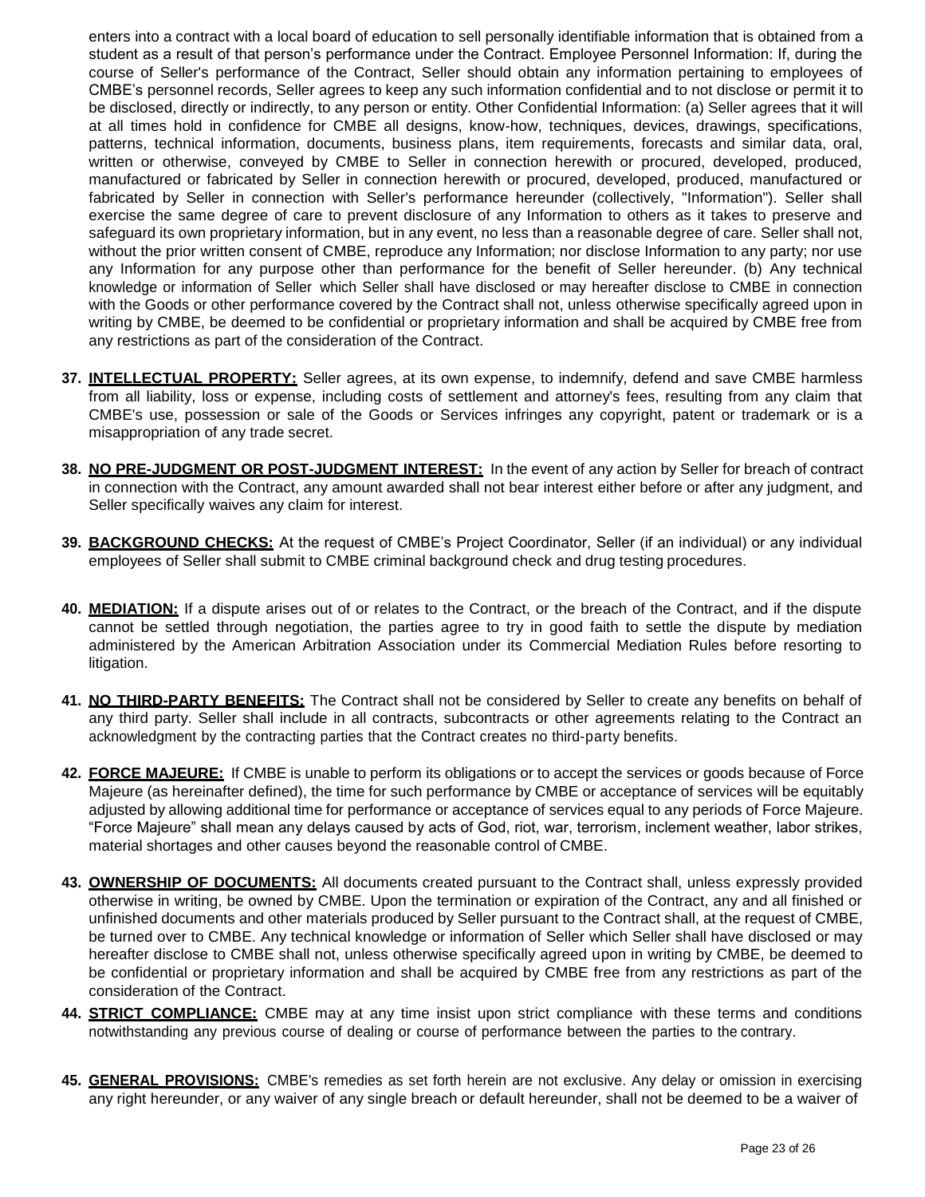enters into a contract with a local board of education to sell personally identifiable information that is obtained from a student as a result of that person's performance under the Contract. Employee Personnel Information: If, during the course of Seller's performance of the Contract, Seller should obtain any information pertaining to employees of CMBE's personnel records, Seller agrees to keep any such information confidential and to not disclose or permit it to be disclosed, directly or indirectly, to any person or entity. Other Confidential Information: (a) Seller agrees that it will at all times hold in confidence for CMBE all designs, know-how, techniques, devices, drawings, specifications, patterns, technical information, documents, business plans, item requirements, forecasts and similar data, oral, written or otherwise, conveyed by CMBE to Seller in connection herewith or procured, developed, produced, manufactured or fabricated by Seller in connection herewith or procured, developed, produced, manufactured or fabricated by Seller in connection with Seller's performance hereunder (collectively, "Information"). Seller shall exercise the same degree of care to prevent disclosure of any Information to others as it takes to preserve and safeguard its own proprietary information, but in any event, no less than a reasonable degree of care. Seller shall not, without the prior written consent of CMBE, reproduce any Information; nor disclose Information to any party; nor use any Information for any purpose other than performance for the benefit of Seller hereunder. (b) Any technical knowledge or information of Seller which Seller shall have disclosed or may hereafter disclose to CMBE in connection with the Goods or other performance covered by the Contract shall not, unless otherwise specifically agreed upon in writing by CMBE, be deemed to be confidential or proprietary information and shall be acquired by CMBE free from any restrictions as part of the consideration of the Contract.

37. **INTELLECTUAL PROPERTY:** Seller agrees, at its own expense, to indemnify, defend and save CMBE harmless from all liability, loss or expense, including costs of settlement and attorney's fees, resulting from any claim that CMBE's use, possession or sale of the Goods or Services infringes any copyright, patent or trademark or is a misappropriation of any trade secret.

38. **NO PRE-JUDGMENT OR POST-JUDGMENT INTEREST:** In the event of any action by Seller for breach of contract in connection with the Contract, any amount awarded shall not bear interest either before or after any judgment, and Seller specifically waives any claim for interest.

39. **BACKGROUND CHECKS:** At the request of CMBE's Project Coordinator, Seller (if an individual) or any individual employees of Seller shall submit to CMBE criminal background check and drug testing procedures.

40. **MEDIATION:** If a dispute arises out of or relates to the Contract, or the breach of the Contract, and if the dispute cannot be settled through negotiation, the parties agree to try in good faith to settle the dispute by mediation administered by the American Arbitration Association under its Commercial Mediation Rules before resorting to litigation.

41. **NO THIRD-PARTY BENEFITS:** The Contract shall not be considered by Seller to create any benefits on behalf of any third party. Seller shall include in all contracts, subcontracts or other agreements relating to the Contract an acknowledgment by the contracting parties that the Contract creates no third-party benefits.

42. **FORCE MAJEURE:** If CMBE is unable to perform its obligations or to accept the services or goods because of Force Majeure (as hereinafter defined), the time for such performance by CMBE or acceptance of services will be equitably adjusted by allowing additional time for performance or acceptance of services equal to any periods of Force Majeure. "Force Majeure" shall mean any delays caused by acts of God, riot, war, terrorism, inclement weather, labor strikes, material shortages and other causes beyond the reasonable control of CMBE.

43. **OWNERSHIP OF DOCUMENTS:** All documents created pursuant to the Contract shall, unless expressly provided otherwise in writing, be owned by CMBE. Upon the termination or expiration of the Contract, any and all finished or unfinished documents and other materials produced by Seller pursuant to the Contract shall, at the request of CMBE, be turned over to CMBE. Any technical knowledge or information of Seller which Seller shall have disclosed or may hereafter disclose to CMBE shall not, unless otherwise specifically agreed upon in writing by CMBE, be deemed to be confidential or proprietary information and shall be acquired by CMBE free from any restrictions as part of the consideration of the Contract.

44. **STRICT COMPLIANCE:** CMBE may at any time insist upon strict compliance with these terms and conditions notwithstanding any previous course of dealing or course of performance between the parties to the contrary.

45. **GENERAL PROVISIONS:** CMBE's remedies as set forth herein are not exclusive. Any delay or omission in exercising any right hereunder, or any waiver of any single breach or default hereunder, shall not be deemed to be a waiver of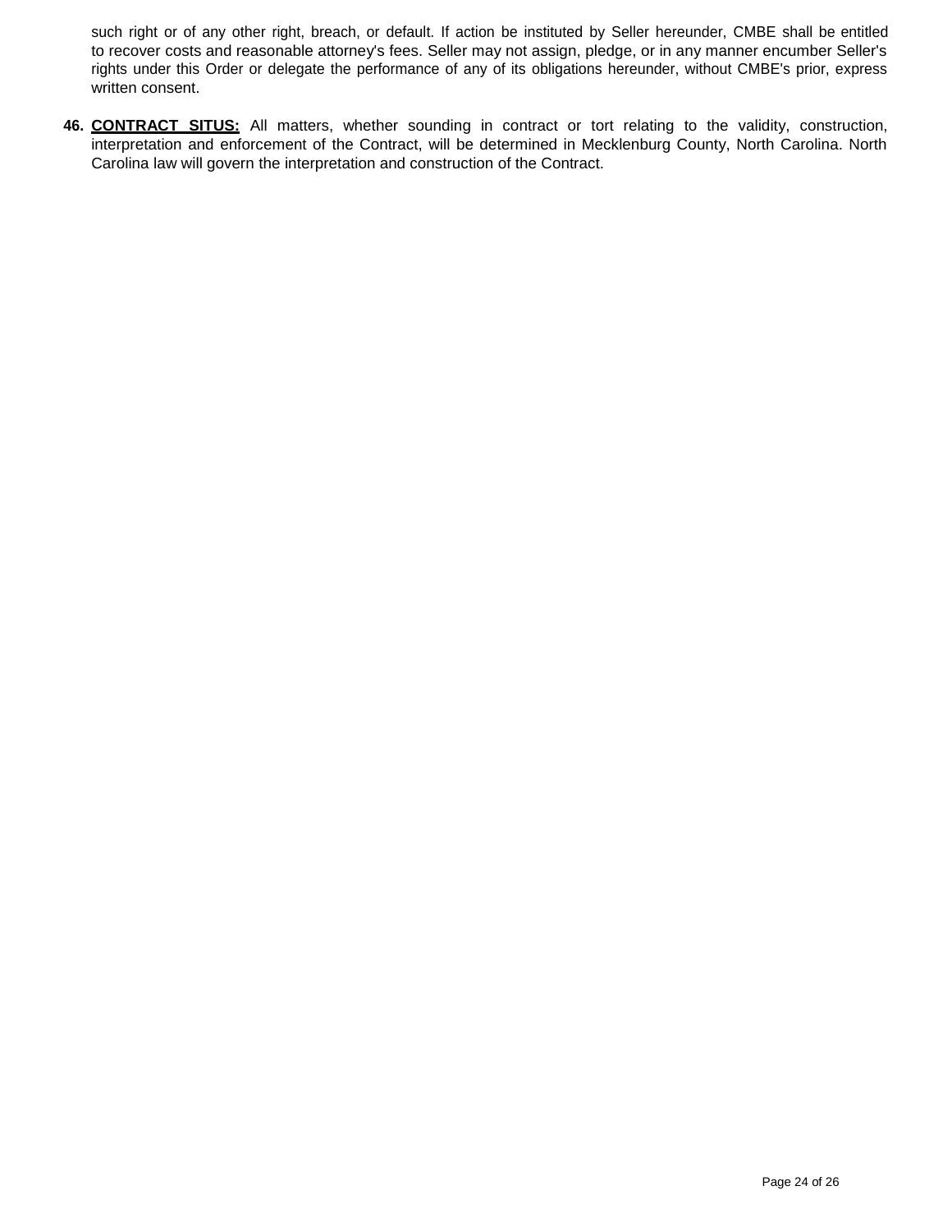such right or of any other right, breach, or default. If action be instituted by Seller hereunder, CMBE shall be entitled to recover costs and reasonable attorney's fees. Seller may not assign, pledge, or in any manner encumber Seller's rights under this Order or delegate the performance of any of its obligations hereunder, without CMBE's prior, express written consent.

**46. CONTRACT SITUS:** All matters, whether sounding in contract or tort relating to the validity, construction, interpretation and enforcement of the Contract, will be determined in Mecklenburg County, North Carolina. North Carolina law will govern the interpretation and construction of the Contract.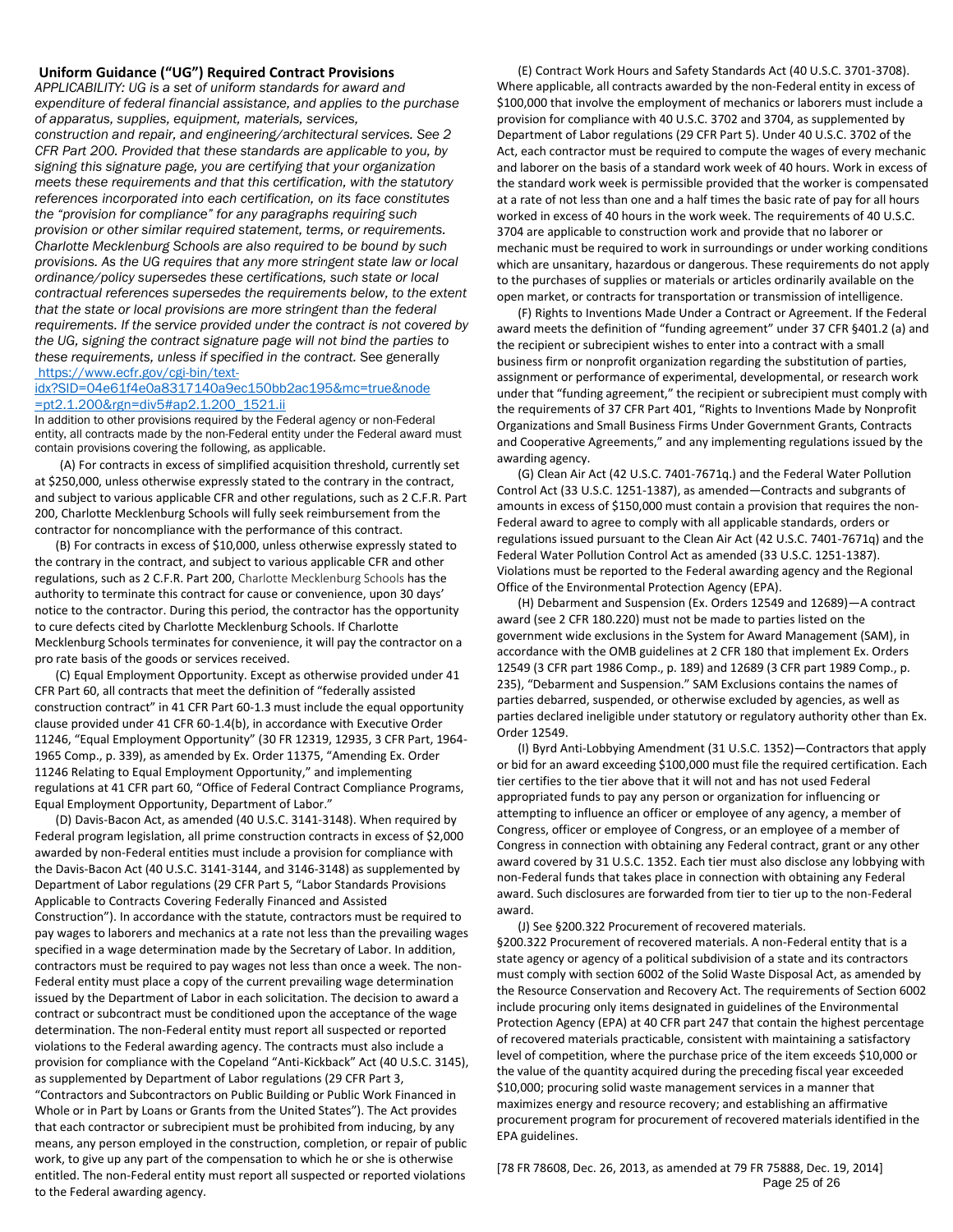**Uniform Guidance ("UG") Required Contract Provisions**

*APPLICABILITY: UG is a set of uniform standards for award and expenditure of federal financial assistance, and applies to the purchase of apparatus, supplies, equipment, materials, services, construction and repair, and engineering/architectural services. See 2 CFR Part 200. Provided that these standards are applicable to you, by signing this signature page, you are certifying that your organization meets these requirements and that this certification, with the statutory references incorporated into each certification, on its face constitutes the "provision for compliance" for any paragraphs requiring such provision or other similar required statement, terms, or requirements. Charlotte Mecklenburg Schools are also required to be bound by such provisions. As the UG requires that any more stringent state law or local ordinance/policy supersedes these certifications, such state or local contractual references supersedes the requirements below, to the extent that the state or local provisions are more stringent than the federal requirements. If the service provided under the contract is not covered by the UG, signing the contract signature page will not bind the parties to these requirements, unless if specified in the contract.* See generally https://www.ecfr.gov/cgi-bin/text-idx?SID=04e61f4e0a8317140a9ec150bb2ac195&mc=true&node=pt2.1.200&rgn=div5#ap2.1.200_1521.ii

In addition to other provisions required by the Federal agency or non-Federal entity, all contracts made by the non-Federal entity under the Federal award must contain provisions covering the following, as applicable.

(A) For contracts in excess of simplified acquisition threshold, currently set at $250,000, unless otherwise expressly stated to the contrary in the contract, and subject to various applicable CFR and other regulations, such as 2 C.F.R. Part 200, Charlotte Mecklenburg Schools will fully seek reimbursement from the contractor for noncompliance with the performance of this contract.

(B) For contracts in excess of $10,000, unless otherwise expressly stated to the contrary in the contract, and subject to various applicable CFR and other regulations, such as 2 C.F.R. Part 200, Charlotte Mecklenburg Schools has the authority to terminate this contract for cause or convenience, upon 30 days' notice to the contractor. During this period, the contractor has the opportunity to cure defects cited by Charlotte Mecklenburg Schools. If Charlotte Mecklenburg Schools terminates for convenience, it will pay the contractor on a pro rate basis of the goods or services received.

(C) Equal Employment Opportunity. Except as otherwise provided under 41 CFR Part 60, all contracts that meet the definition of "federally assisted construction contract" in 41 CFR Part 60-1.3 must include the equal opportunity clause provided under 41 CFR 60-1.4(b), in accordance with Executive Order 11246, "Equal Employment Opportunity" (30 FR 12319, 12935, 3 CFR Part, 1964-1965 Comp., p. 339), as amended by Ex. Order 11375, "Amending Ex. Order 11246 Relating to Equal Employment Opportunity," and implementing regulations at 41 CFR part 60, "Office of Federal Contract Compliance Programs, Equal Employment Opportunity, Department of Labor."

(D) Davis-Bacon Act, as amended (40 U.S.C. 3141-3148). When required by Federal program legislation, all prime construction contracts in excess of $2,000 awarded by non-Federal entities must include a provision for compliance with the Davis-Bacon Act (40 U.S.C. 3141-3144, and 3146-3148) as supplemented by Department of Labor regulations (29 CFR Part 5, "Labor Standards Provisions Applicable to Contracts Covering Federally Financed and Assisted Construction"). In accordance with the statute, contractors must be required to pay wages to laborers and mechanics at a rate not less than the prevailing wages specified in a wage determination made by the Secretary of Labor. In addition, contractors must be required to pay wages not less than once a week. The non-Federal entity must place a copy of the current prevailing wage determination issued by the Department of Labor in each solicitation. The decision to award a contract or subcontract must be conditioned upon the acceptance of the wage determination. The non-Federal entity must report all suspected or reported violations to the Federal awarding agency. The contracts must also include a provision for compliance with the Copeland "Anti-Kickback" Act (40 U.S.C. 3145), as supplemented by Department of Labor regulations (29 CFR Part 3, "Contractors and Subcontractors on Public Building or Public Work Financed in Whole or in Part by Loans or Grants from the United States"). The Act provides that each contractor or subrecipient must be prohibited from inducing, by any means, any person employed in the construction, completion, or repair of public work, to give up any part of the compensation to which he or she is otherwise entitled. The non-Federal entity must report all suspected or reported violations to the Federal awarding agency.

(E) Contract Work Hours and Safety Standards Act (40 U.S.C. 3701-3708). Where applicable, all contracts awarded by the non-Federal entity in excess of $100,000 that involve the employment of mechanics or laborers must include a provision for compliance with 40 U.S.C. 3702 and 3704, as supplemented by Department of Labor regulations (29 CFR Part 5). Under 40 U.S.C. 3702 of the Act, each contractor must be required to compute the wages of every mechanic and laborer on the basis of a standard work week of 40 hours. Work in excess of the standard work week is permissible provided that the worker is compensated at a rate of not less than one and a half times the basic rate of pay for all hours worked in excess of 40 hours in the work week. The requirements of 40 U.S.C. 3704 are applicable to construction work and provide that no laborer or mechanic must be required to work in surroundings or under working conditions which are unsanitary, hazardous or dangerous. These requirements do not apply to the purchases of supplies or materials or articles ordinarily available on the open market, or contracts for transportation or transmission of intelligence.

(F) Rights to Inventions Made Under a Contract or Agreement. If the Federal award meets the definition of "funding agreement" under 37 CFR §401.2 (a) and the recipient or subrecipient wishes to enter into a contract with a small business firm or nonprofit organization regarding the substitution of parties, assignment or performance of experimental, developmental, or research work under that "funding agreement," the recipient or subrecipient must comply with the requirements of 37 CFR Part 401, "Rights to Inventions Made by Nonprofit Organizations and Small Business Firms Under Government Grants, Contracts and Cooperative Agreements," and any implementing regulations issued by the awarding agency.

(G) Clean Air Act (42 U.S.C. 7401-7671q.) and the Federal Water Pollution Control Act (33 U.S.C. 1251-1387), as amended—Contracts and subgrants of amounts in excess of $150,000 must contain a provision that requires the non-Federal award to agree to comply with all applicable standards, orders or regulations issued pursuant to the Clean Air Act (42 U.S.C. 7401-7671q) and the Federal Water Pollution Control Act as amended (33 U.S.C. 1251-1387). Violations must be reported to the Federal awarding agency and the Regional Office of the Environmental Protection Agency (EPA).

(H) Debarment and Suspension (Ex. Orders 12549 and 12689)—A contract award (see 2 CFR 180.220) must not be made to parties listed on the government wide exclusions in the System for Award Management (SAM), in accordance with the OMB guidelines at 2 CFR 180 that implement Ex. Orders 12549 (3 CFR part 1986 Comp., p. 189) and 12689 (3 CFR part 1989 Comp., p. 235), "Debarment and Suspension." SAM Exclusions contains the names of parties debarred, suspended, or otherwise excluded by agencies, as well as parties declared ineligible under statutory or regulatory authority other than Ex. Order 12549.

(I) Byrd Anti-Lobbying Amendment (31 U.S.C. 1352)—Contractors that apply or bid for an award exceeding $100,000 must file the required certification. Each tier certifies to the tier above that it will not and has not used Federal appropriated funds to pay any person or organization for influencing or attempting to influence an officer or employee of any agency, a member of Congress, officer or employee of Congress, or an employee of a member of Congress in connection with obtaining any Federal contract, grant or any other award covered by 31 U.S.C. 1352. Each tier must also disclose any lobbying with non-Federal funds that takes place in connection with obtaining any Federal award. Such disclosures are forwarded from tier to tier up to the non-Federal award.

(J) See §200.322 Procurement of recovered materials.

§200.322 Procurement of recovered materials. A non-Federal entity that is a state agency or agency of a political subdivision of a state and its contractors must comply with section 6002 of the Solid Waste Disposal Act, as amended by the Resource Conservation and Recovery Act. The requirements of Section 6002 include procuring only items designated in guidelines of the Environmental Protection Agency (EPA) at 40 CFR part 247 that contain the highest percentage of recovered materials practicable, consistent with maintaining a satisfactory level of competition, where the purchase price of the item exceeds $10,000 or the value of the quantity acquired during the preceding fiscal year exceeded $10,000; procuring solid waste management services in a manner that maximizes energy and resource recovery; and establishing an affirmative procurement program for procurement of recovered materials identified in the EPA guidelines.

[78 FR 78608, Dec. 26, 2013, as amended at 79 FR 75888, Dec. 19, 2014]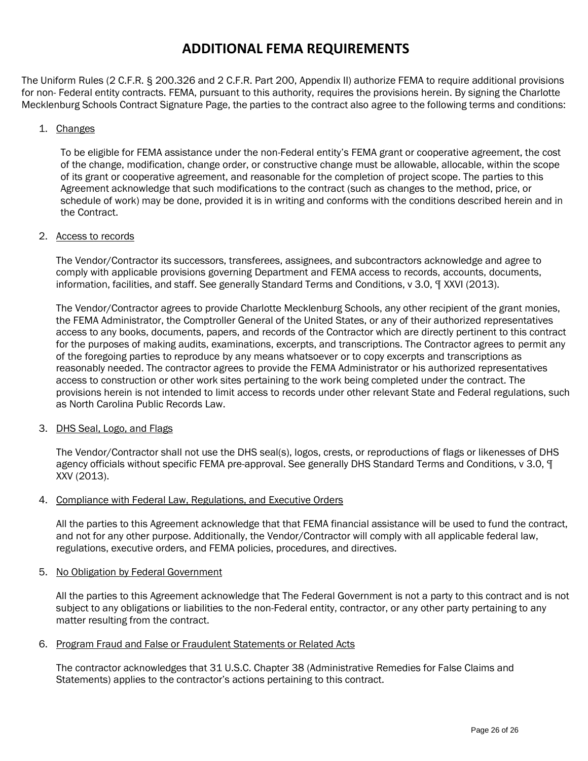# ADDITIONAL FEMA REQUIREMENTS

The Uniform Rules (2 C.F.R. § 200.326 and 2 C.F.R. Part 200, Appendix II) authorize FEMA to require additional provisions for non- Federal entity contracts. FEMA, pursuant to this authority, requires the provisions herein. By signing the Charlotte Mecklenburg Schools Contract Signature Page, the parties to the contract also agree to the following terms and conditions:

1. <u>Changes</u>

   To be eligible for FEMA assistance under the non-Federal entity's FEMA grant or cooperative agreement, the cost of the change, modification, change order, or constructive change must be allowable, allocable, within the scope of its grant or cooperative agreement, and reasonable for the completion of project scope. The parties to this Agreement acknowledge that such modifications to the contract (such as changes to the method, price, or schedule of work) may be done, provided it is in writing and conforms with the conditions described herein and in the Contract.

2. <u>Access to records</u>

   The Vendor/Contractor its successors, transferees, assignees, and subcontractors acknowledge and agree to comply with applicable provisions governing Department and FEMA access to records, accounts, documents, information, facilities, and staff. See generally Standard Terms and Conditions, v 3.0, ¶ XXVI (2013).

   The Vendor/Contractor agrees to provide Charlotte Mecklenburg Schools, any other recipient of the grant monies, the FEMA Administrator, the Comptroller General of the United States, or any of their authorized representatives access to any books, documents, papers, and records of the Contractor which are directly pertinent to this contract for the purposes of making audits, examinations, excerpts, and transcriptions. The Contractor agrees to permit any of the foregoing parties to reproduce by any means whatsoever or to copy excerpts and transcriptions as reasonably needed. The contractor agrees to provide the FEMA Administrator or his authorized representatives access to construction or other work sites pertaining to the work being completed under the contract. The provisions herein is not intended to limit access to records under other relevant State and Federal regulations, such as North Carolina Public Records Law.

3. <u>DHS Seal, Logo, and Flags</u>

   The Vendor/Contractor shall not use the DHS seal(s), logos, crests, or reproductions of flags or likenesses of DHS agency officials without specific FEMA pre-approval. See generally DHS Standard Terms and Conditions, v 3.0, ¶ XXV (2013).

4. <u>Compliance with Federal Law, Regulations, and Executive Orders</u>

   All the parties to this Agreement acknowledge that that FEMA financial assistance will be used to fund the contract, and not for any other purpose. Additionally, the Vendor/Contractor will comply with all applicable federal law, regulations, executive orders, and FEMA policies, procedures, and directives.

5. <u>No Obligation by Federal Government</u>

   All the parties to this Agreement acknowledge that The Federal Government is not a party to this contract and is not subject to any obligations or liabilities to the non-Federal entity, contractor, or any other party pertaining to any matter resulting from the contract.

6. <u>Program Fraud and False or Fraudulent Statements or Related Acts</u>

   The contractor acknowledges that 31 U.S.C. Chapter 38 (Administrative Remedies for False Claims and Statements) applies to the contractor's actions pertaining to this contract.